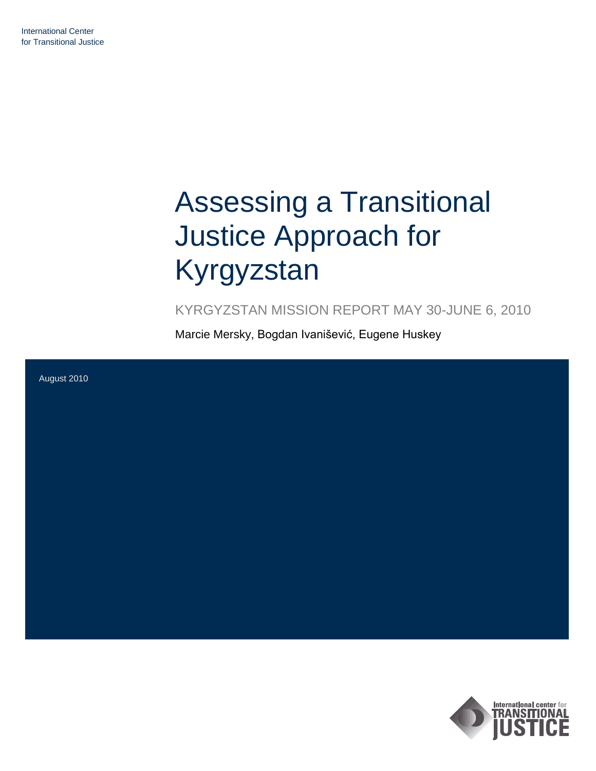International Center
for Transitional Justice

# Assessing a Transitional Justice Approach for Kyrgyzstan

KYRGYZSTAN MISSION REPORT MAY 30-JUNE 6, 2010

Marcie Mersky, Bogdan Ivanišević, Eugene Huskey

August 2010

International center for TRANSITIONAL JUSTICE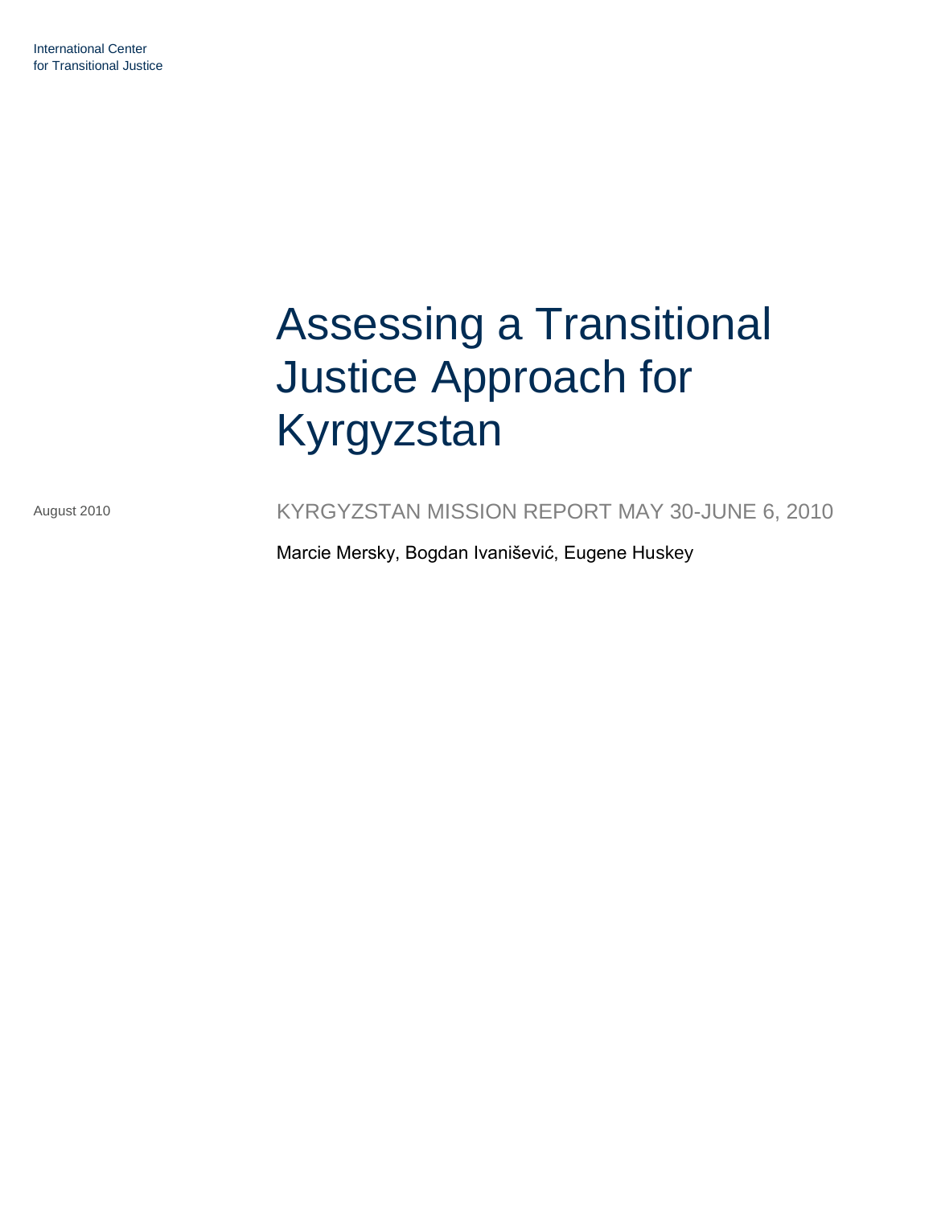International Center
for Transitional Justice

# Assessing a Transitional Justice Approach for Kyrgyzstan

August 2010

KYRGYZSTAN MISSION REPORT MAY 30-JUNE 6, 2010

Marcie Mersky, Bogdan Ivanišević, Eugene Huskey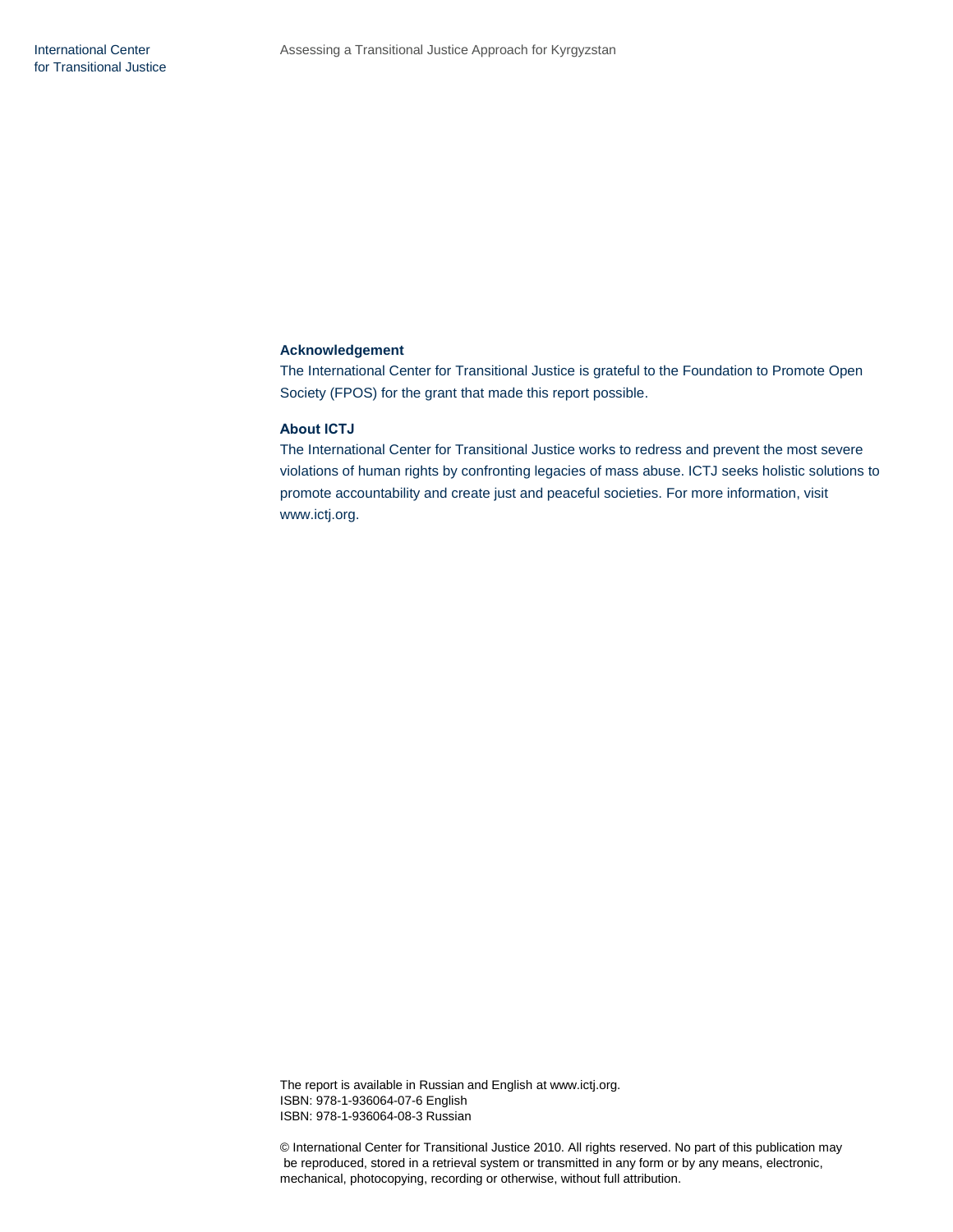**Acknowledgement**

The International Center for Transitional Justice is grateful to the Foundation to Promote Open Society (FPOS) for the grant that made this report possible.

**About ICTJ**

The International Center for Transitional Justice works to redress and prevent the most severe violations of human rights by confronting legacies of mass abuse. ICTJ seeks holistic solutions to promote accountability and create just and peaceful societies. For more information, visit www.ictj.org.

The report is available in Russian and English at www.ictj.org.
ISBN: 978-1-936064-07-6 English
ISBN: 978-1-936064-08-3 Russian

© International Center for Transitional Justice 2010. All rights reserved. No part of this publication may be reproduced, stored in a retrieval system or transmitted in any form or by any means, electronic, mechanical, photocopying, recording or otherwise, without full attribution.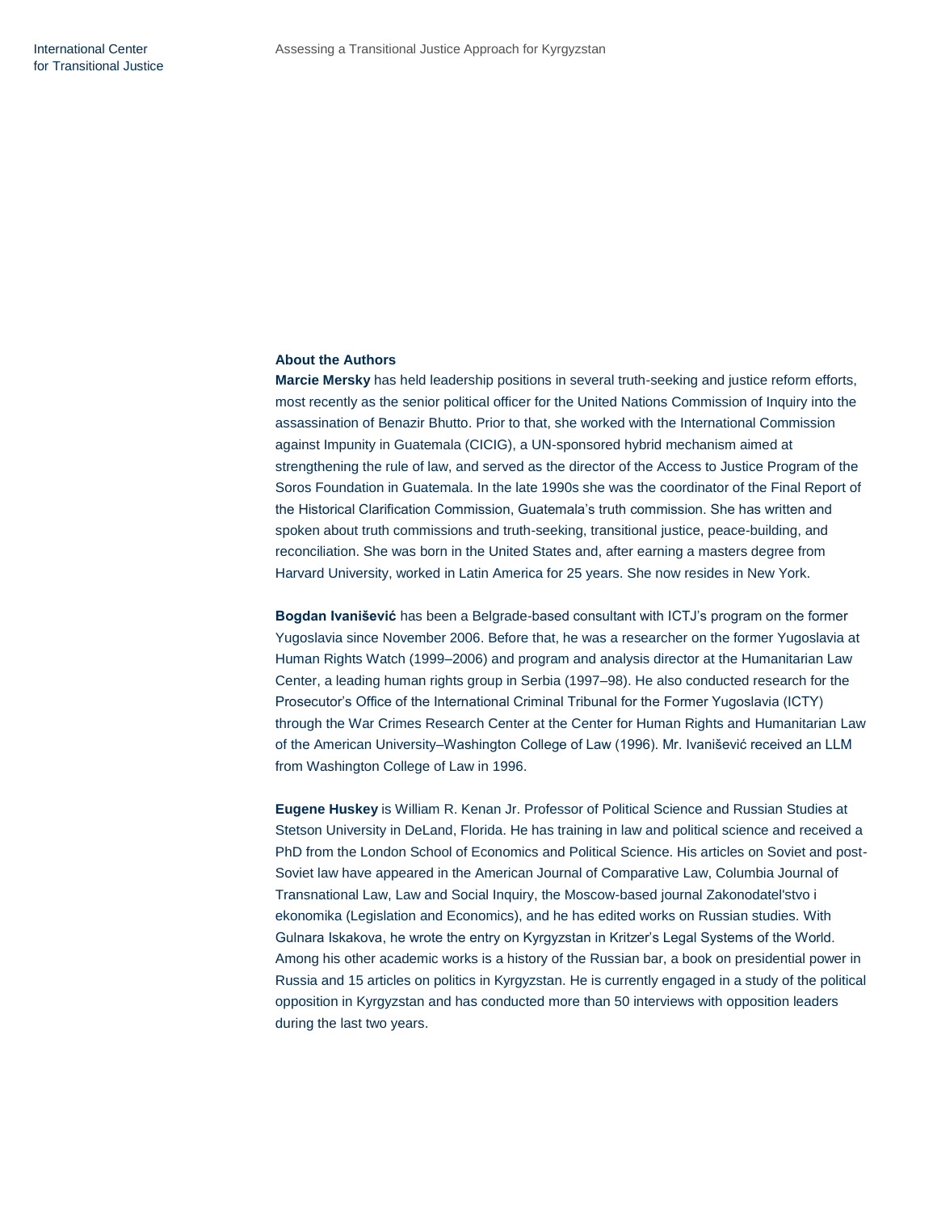### About the Authors

**Marcie Mersky** has held leadership positions in several truth-seeking and justice reform efforts, most recently as the senior political officer for the United Nations Commission of Inquiry into the assassination of Benazir Bhutto. Prior to that, she worked with the International Commission against Impunity in Guatemala (CICIG), a UN-sponsored hybrid mechanism aimed at strengthening the rule of law, and served as the director of the Access to Justice Program of the Soros Foundation in Guatemala. In the late 1990s she was the coordinator of the Final Report of the Historical Clarification Commission, Guatemala's truth commission. She has written and spoken about truth commissions and truth-seeking, transitional justice, peace-building, and reconciliation. She was born in the United States and, after earning a masters degree from Harvard University, worked in Latin America for 25 years. She now resides in New York.

**Bogdan Ivanišević** has been a Belgrade-based consultant with ICTJ's program on the former Yugoslavia since November 2006. Before that, he was a researcher on the former Yugoslavia at Human Rights Watch (1999–2006) and program and analysis director at the Humanitarian Law Center, a leading human rights group in Serbia (1997–98). He also conducted research for the Prosecutor's Office of the International Criminal Tribunal for the Former Yugoslavia (ICTY) through the War Crimes Research Center at the Center for Human Rights and Humanitarian Law of the American University–Washington College of Law (1996). Mr. Ivanišević received an LLM from Washington College of Law in 1996.

**Eugene Huskey** is William R. Kenan Jr. Professor of Political Science and Russian Studies at Stetson University in DeLand, Florida. He has training in law and political science and received a PhD from the London School of Economics and Political Science. His articles on Soviet and post-Soviet law have appeared in the American Journal of Comparative Law, Columbia Journal of Transnational Law, Law and Social Inquiry, the Moscow-based journal Zakonodatel'stvo i ekonomika (Legislation and Economics), and he has edited works on Russian studies. With Gulnara Iskakova, he wrote the entry on Kyrgyzstan in Kritzer's Legal Systems of the World. Among his other academic works is a history of the Russian bar, a book on presidential power in Russia and 15 articles on politics in Kyrgyzstan. He is currently engaged in a study of the political opposition in Kyrgyzstan and has conducted more than 50 interviews with opposition leaders during the last two years.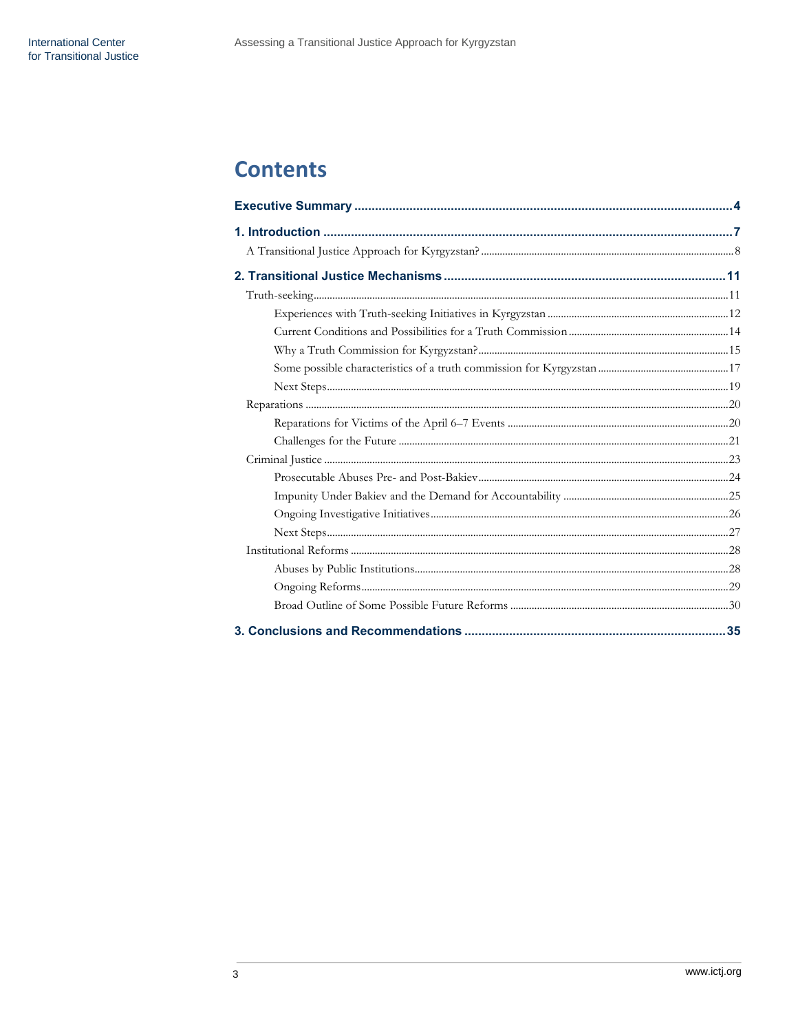# Contents

**Executive Summary** .... 4

**1. Introduction** .... 7

- A Transitional Justice Approach for Kyrgyzstan? .... 8

**2. Transitional Justice Mechanisms** .... 11

- Truth-seeking .... 11
  - Experiences with Truth-seeking Initiatives in Kyrgyzstan .... 12
  - Current Conditions and Possibilities for a Truth Commission .... 14
  - Why a Truth Commission for Kyrgyzstan? .... 15
  - Some possible characteristics of a truth commission for Kyrgyzstan .... 17
  - Next Steps .... 19
- Reparations .... 20
  - Reparations for Victims of the April 6–7 Events .... 20
  - Challenges for the Future .... 21
- Criminal Justice .... 23
  - Prosecutable Abuses Pre- and Post-Bakiev .... 24
  - Impunity Under Bakiev and the Demand for Accountability .... 25
  - Ongoing Investigative Initiatives .... 26
  - Next Steps .... 27
- Institutional Reforms .... 28
  - Abuses by Public Institutions .... 28
  - Ongoing Reforms .... 29
  - Broad Outline of Some Possible Future Reforms .... 30

**3. Conclusions and Recommendations** .... 35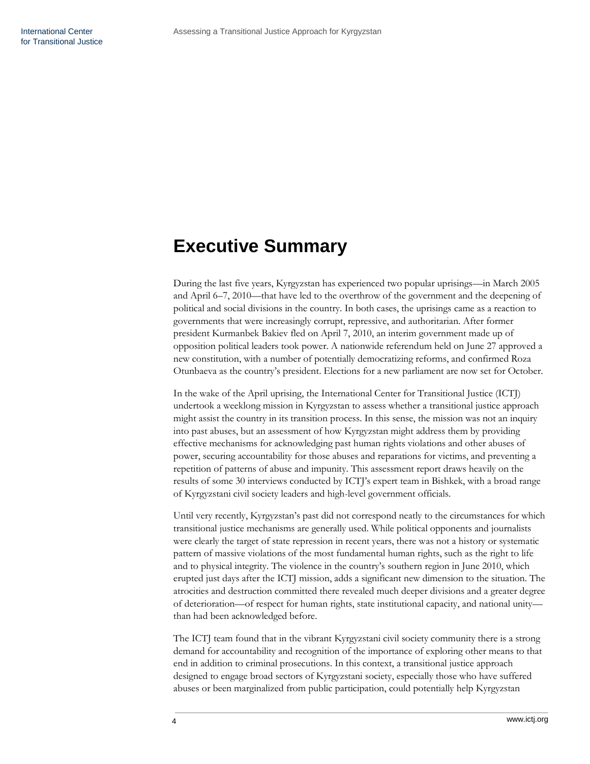# Executive Summary

During the last five years, Kyrgyzstan has experienced two popular uprisings—in March 2005 and April 6–7, 2010—that have led to the overthrow of the government and the deepening of political and social divisions in the country. In both cases, the uprisings came as a reaction to governments that were increasingly corrupt, repressive, and authoritarian. After former president Kurmanbek Bakiev fled on April 7, 2010, an interim government made up of opposition political leaders took power. A nationwide referendum held on June 27 approved a new constitution, with a number of potentially democratizing reforms, and confirmed Roza Otunbaeva as the country's president. Elections for a new parliament are now set for October.

In the wake of the April uprising, the International Center for Transitional Justice (ICTJ) undertook a weeklong mission in Kyrgyzstan to assess whether a transitional justice approach might assist the country in its transition process. In this sense, the mission was not an inquiry into past abuses, but an assessment of how Kyrgyzstan might address them by providing effective mechanisms for acknowledging past human rights violations and other abuses of power, securing accountability for those abuses and reparations for victims, and preventing a repetition of patterns of abuse and impunity. This assessment report draws heavily on the results of some 30 interviews conducted by ICTJ's expert team in Bishkek, with a broad range of Kyrgyzstani civil society leaders and high-level government officials.

Until very recently, Kyrgyzstan's past did not correspond neatly to the circumstances for which transitional justice mechanisms are generally used. While political opponents and journalists were clearly the target of state repression in recent years, there was not a history or systematic pattern of massive violations of the most fundamental human rights, such as the right to life and to physical integrity. The violence in the country's southern region in June 2010, which erupted just days after the ICTJ mission, adds a significant new dimension to the situation. The atrocities and destruction committed there revealed much deeper divisions and a greater degree of deterioration—of respect for human rights, state institutional capacity, and national unity—than had been acknowledged before.

The ICTJ team found that in the vibrant Kyrgyzstani civil society community there is a strong demand for accountability and recognition of the importance of exploring other means to that end in addition to criminal prosecutions. In this context, a transitional justice approach designed to engage broad sectors of Kyrgyzstani society, especially those who have suffered abuses or been marginalized from public participation, could potentially help Kyrgyzstan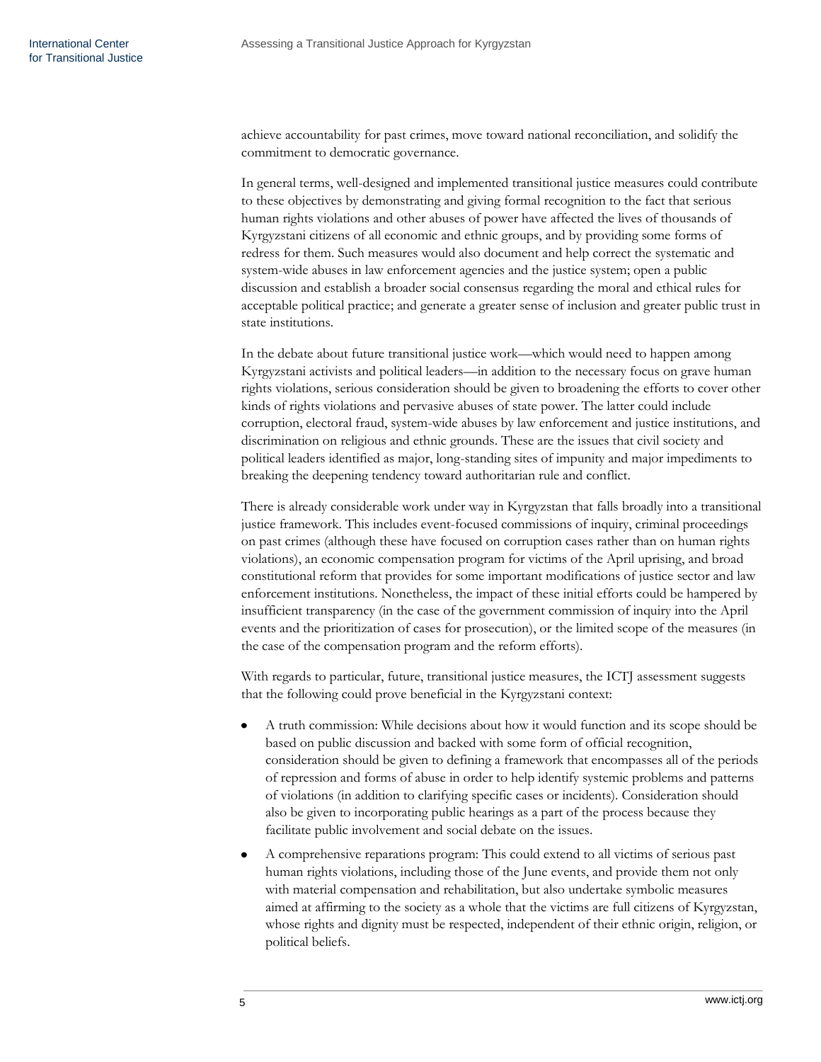achieve accountability for past crimes, move toward national reconciliation, and solidify the commitment to democratic governance.

In general terms, well-designed and implemented transitional justice measures could contribute to these objectives by demonstrating and giving formal recognition to the fact that serious human rights violations and other abuses of power have affected the lives of thousands of Kyrgyzstani citizens of all economic and ethnic groups, and by providing some forms of redress for them. Such measures would also document and help correct the systematic and system-wide abuses in law enforcement agencies and the justice system; open a public discussion and establish a broader social consensus regarding the moral and ethical rules for acceptable political practice; and generate a greater sense of inclusion and greater public trust in state institutions.

In the debate about future transitional justice work—which would need to happen among Kyrgyzstani activists and political leaders—in addition to the necessary focus on grave human rights violations, serious consideration should be given to broadening the efforts to cover other kinds of rights violations and pervasive abuses of state power. The latter could include corruption, electoral fraud, system-wide abuses by law enforcement and justice institutions, and discrimination on religious and ethnic grounds. These are the issues that civil society and political leaders identified as major, long-standing sites of impunity and major impediments to breaking the deepening tendency toward authoritarian rule and conflict.

There is already considerable work under way in Kyrgyzstan that falls broadly into a transitional justice framework. This includes event-focused commissions of inquiry, criminal proceedings on past crimes (although these have focused on corruption cases rather than on human rights violations), an economic compensation program for victims of the April uprising, and broad constitutional reform that provides for some important modifications of justice sector and law enforcement institutions. Nonetheless, the impact of these initial efforts could be hampered by insufficient transparency (in the case of the government commission of inquiry into the April events and the prioritization of cases for prosecution), or the limited scope of the measures (in the case of the compensation program and the reform efforts).

With regards to particular, future, transitional justice measures, the ICTJ assessment suggests that the following could prove beneficial in the Kyrgyzstani context:

- A truth commission: While decisions about how it would function and its scope should be based on public discussion and backed with some form of official recognition, consideration should be given to defining a framework that encompasses all of the periods of repression and forms of abuse in order to help identify systemic problems and patterns of violations (in addition to clarifying specific cases or incidents). Consideration should also be given to incorporating public hearings as a part of the process because they facilitate public involvement and social debate on the issues.
- A comprehensive reparations program: This could extend to all victims of serious past human rights violations, including those of the June events, and provide them not only with material compensation and rehabilitation, but also undertake symbolic measures aimed at affirming to the society as a whole that the victims are full citizens of Kyrgyzstan, whose rights and dignity must be respected, independent of their ethnic origin, religion, or political beliefs.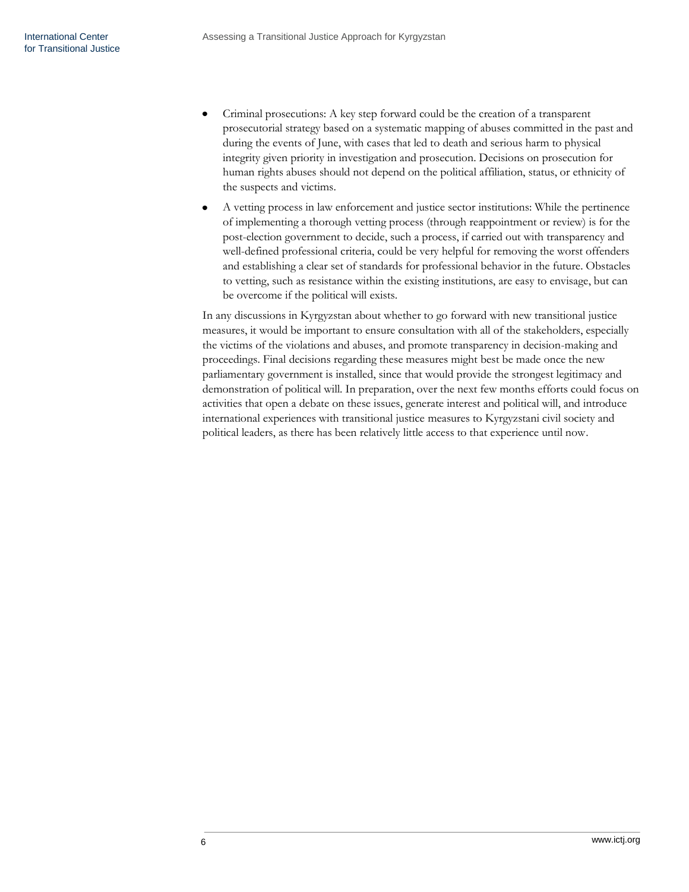- Criminal prosecutions: A key step forward could be the creation of a transparent prosecutorial strategy based on a systematic mapping of abuses committed in the past and during the events of June, with cases that led to death and serious harm to physical integrity given priority in investigation and prosecution. Decisions on prosecution for human rights abuses should not depend on the political affiliation, status, or ethnicity of the suspects and victims.
- A vetting process in law enforcement and justice sector institutions: While the pertinence of implementing a thorough vetting process (through reappointment or review) is for the post-election government to decide, such a process, if carried out with transparency and well-defined professional criteria, could be very helpful for removing the worst offenders and establishing a clear set of standards for professional behavior in the future. Obstacles to vetting, such as resistance within the existing institutions, are easy to envisage, but can be overcome if the political will exists.

In any discussions in Kyrgyzstan about whether to go forward with new transitional justice measures, it would be important to ensure consultation with all of the stakeholders, especially the victims of the violations and abuses, and promote transparency in decision-making and proceedings. Final decisions regarding these measures might best be made once the new parliamentary government is installed, since that would provide the strongest legitimacy and demonstration of political will. In preparation, over the next few months efforts could focus on activities that open a debate on these issues, generate interest and political will, and introduce international experiences with transitional justice measures to Kyrgyzstani civil society and political leaders, as there has been relatively little access to that experience until now.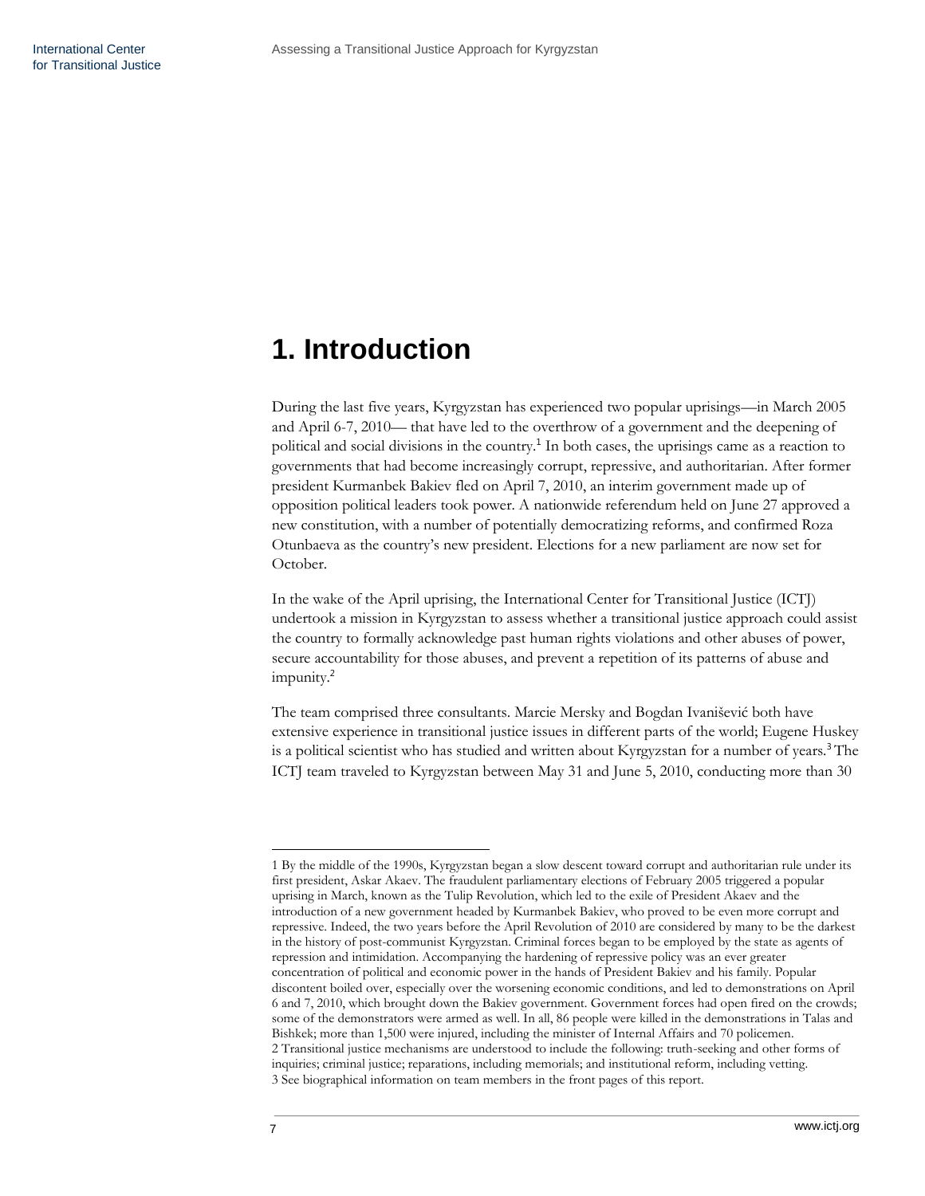# 1. Introduction

During the last five years, Kyrgyzstan has experienced two popular uprisings—in March 2005 and April 6-7, 2010— that have led to the overthrow of a government and the deepening of political and social divisions in the country.[1] In both cases, the uprisings came as a reaction to governments that had become increasingly corrupt, repressive, and authoritarian. After former president Kurmanbek Bakiev fled on April 7, 2010, an interim government made up of opposition political leaders took power. A nationwide referendum held on June 27 approved a new constitution, with a number of potentially democratizing reforms, and confirmed Roza Otunbaeva as the country's new president. Elections for a new parliament are now set for October.

In the wake of the April uprising, the International Center for Transitional Justice (ICTJ) undertook a mission in Kyrgyzstan to assess whether a transitional justice approach could assist the country to formally acknowledge past human rights violations and other abuses of power, secure accountability for those abuses, and prevent a repetition of its patterns of abuse and impunity.[2]

The team comprised three consultants. Marcie Mersky and Bogdan Ivanišević both have extensive experience in transitional justice issues in different parts of the world; Eugene Huskey is a political scientist who has studied and written about Kyrgyzstan for a number of years.[3] The ICTJ team traveled to Kyrgyzstan between May 31 and June 5, 2010, conducting more than 30

---

1 By the middle of the 1990s, Kyrgyzstan began a slow descent toward corrupt and authoritarian rule under its first president, Askar Akaev. The fraudulent parliamentary elections of February 2005 triggered a popular uprising in March, known as the Tulip Revolution, which led to the exile of President Akaev and the introduction of a new government headed by Kurmanbek Bakiev, who proved to be even more corrupt and repressive. Indeed, the two years before the April Revolution of 2010 are considered by many to be the darkest in the history of post-communist Kyrgyzstan. Criminal forces began to be employed by the state as agents of repression and intimidation. Accompanying the hardening of repressive policy was an ever greater concentration of political and economic power in the hands of President Bakiev and his family. Popular discontent boiled over, especially over the worsening economic conditions, and led to demonstrations on April 6 and 7, 2010, which brought down the Bakiev government. Government forces had open fired on the crowds; some of the demonstrators were armed as well. In all, 86 people were killed in the demonstrations in Talas and Bishkek; more than 1,500 were injured, including the minister of Internal Affairs and 70 policemen.

2 Transitional justice mechanisms are understood to include the following: truth-seeking and other forms of inquiries; criminal justice; reparations, including memorials; and institutional reform, including vetting.

3 See biographical information on team members in the front pages of this report.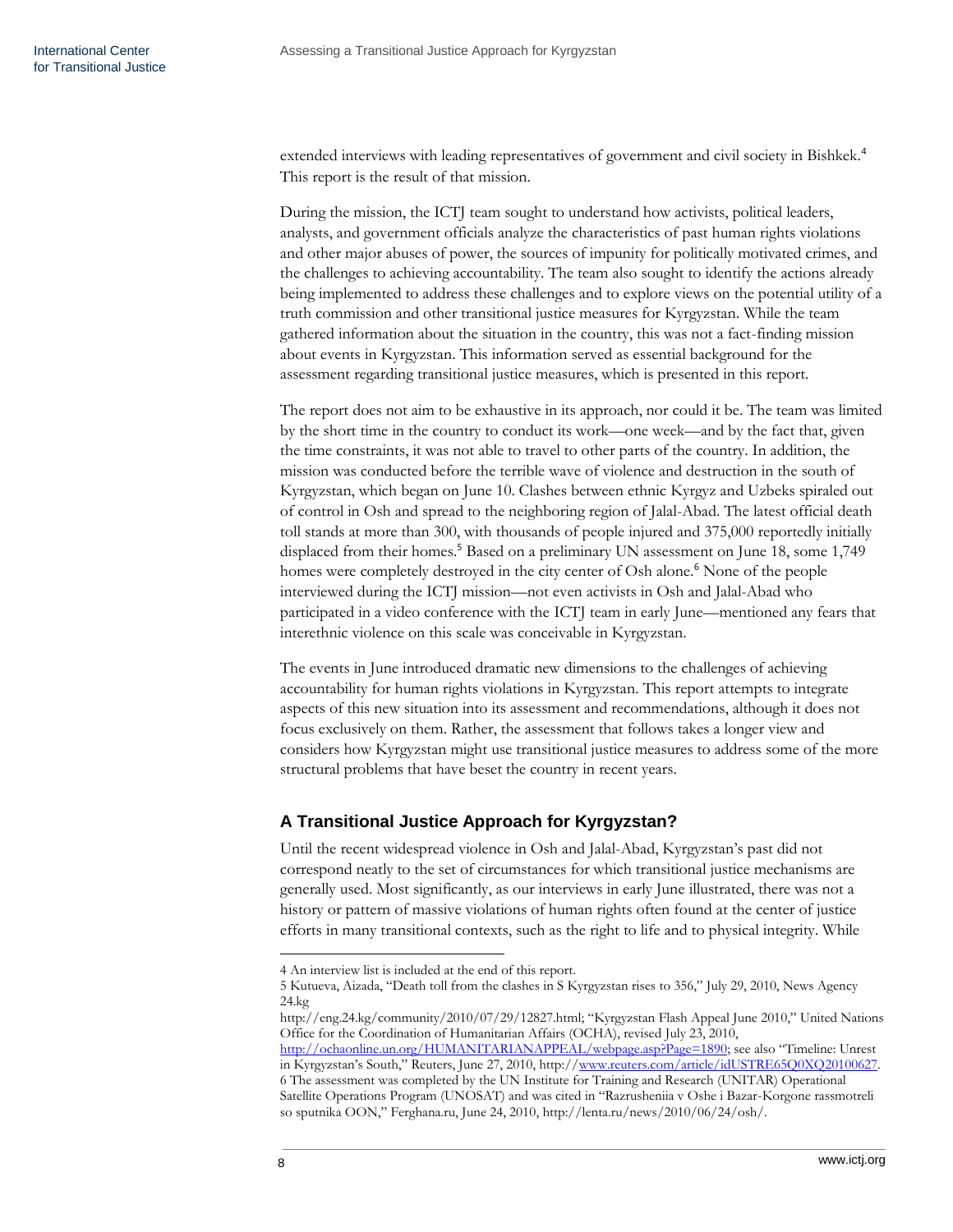extended interviews with leading representatives of government and civil society in Bishkek.[4] This report is the result of that mission.

During the mission, the ICTJ team sought to understand how activists, political leaders, analysts, and government officials analyze the characteristics of past human rights violations and other major abuses of power, the sources of impunity for politically motivated crimes, and the challenges to achieving accountability. The team also sought to identify the actions already being implemented to address these challenges and to explore views on the potential utility of a truth commission and other transitional justice measures for Kyrgyzstan. While the team gathered information about the situation in the country, this was not a fact-finding mission about events in Kyrgyzstan. This information served as essential background for the assessment regarding transitional justice measures, which is presented in this report.

The report does not aim to be exhaustive in its approach, nor could it be. The team was limited by the short time in the country to conduct its work—one week—and by the fact that, given the time constraints, it was not able to travel to other parts of the country. In addition, the mission was conducted before the terrible wave of violence and destruction in the south of Kyrgyzstan, which began on June 10. Clashes between ethnic Kyrgyz and Uzbeks spiraled out of control in Osh and spread to the neighboring region of Jalal-Abad. The latest official death toll stands at more than 300, with thousands of people injured and 375,000 reportedly initially displaced from their homes.[5] Based on a preliminary UN assessment on June 18, some 1,749 homes were completely destroyed in the city center of Osh alone.[6] None of the people interviewed during the ICTJ mission—not even activists in Osh and Jalal-Abad who participated in a video conference with the ICTJ team in early June—mentioned any fears that interethnic violence on this scale was conceivable in Kyrgyzstan.

The events in June introduced dramatic new dimensions to the challenges of achieving accountability for human rights violations in Kyrgyzstan. This report attempts to integrate aspects of this new situation into its assessment and recommendations, although it does not focus exclusively on them. Rather, the assessment that follows takes a longer view and considers how Kyrgyzstan might use transitional justice measures to address some of the more structural problems that have beset the country in recent years.

## A Transitional Justice Approach for Kyrgyzstan?

Until the recent widespread violence in Osh and Jalal-Abad, Kyrgyzstan's past did not correspond neatly to the set of circumstances for which transitional justice mechanisms are generally used. Most significantly, as our interviews in early June illustrated, there was not a history or pattern of massive violations of human rights often found at the center of justice efforts in many transitional contexts, such as the right to life and to physical integrity. While

---

4 An interview list is included at the end of this report.

5 Kutueva, Aizada, "Death toll from the clashes in S Kyrgyzstan rises to 356," July 29, 2010, News Agency 24.kg http://eng.24.kg/community/2010/07/29/12827.html; "Kyrgyzstan Flash Appeal June 2010," United Nations Office for the Coordination of Humanitarian Affairs (OCHA), revised July 23, 2010, http://ochaonline.un.org/HUMANITARIANAPPEAL/webpage.asp?Page=1890; see also "Timeline: Unrest in Kyrgyzstan's South," Reuters, June 27, 2010, http://www.reuters.com/article/idUSTRE65Q0XQ20100627.

6 The assessment was completed by the UN Institute for Training and Research (UNITAR) Operational Satellite Operations Program (UNOSAT) and was cited in "Razrusheniia v Oshe i Bazar-Korgone rassmotreli so sputnika OON," Ferghana.ru, June 24, 2010, http://lenta.ru/news/2010/06/24/osh/.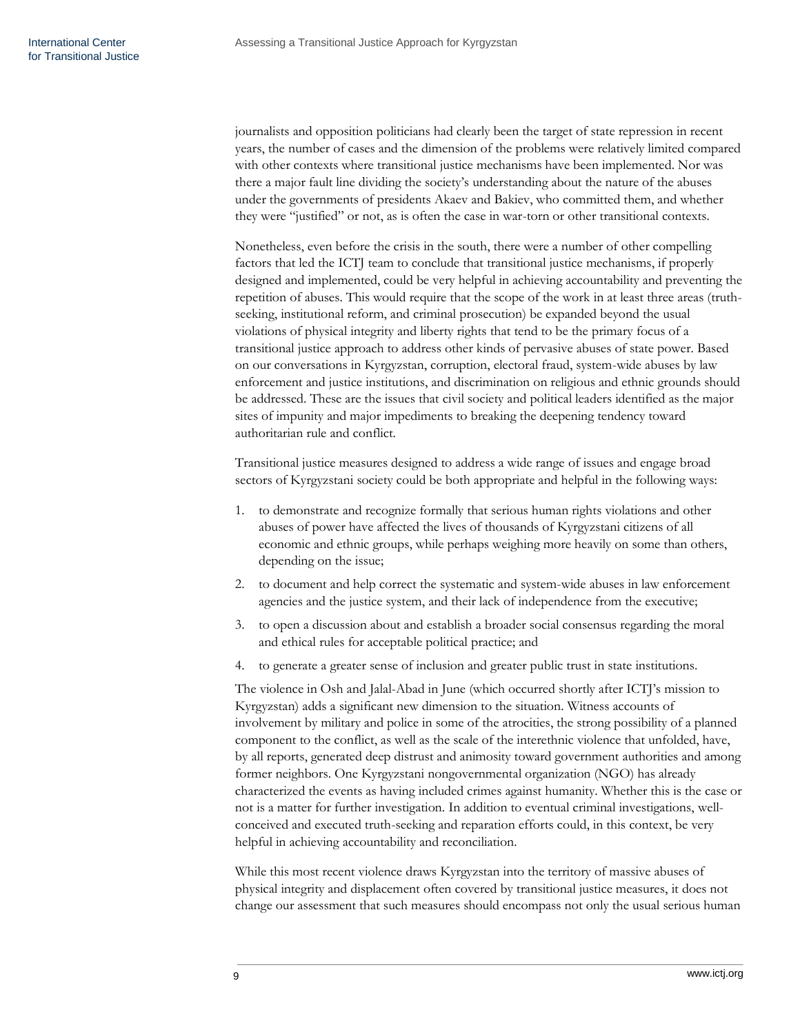journalists and opposition politicians had clearly been the target of state repression in recent years, the number of cases and the dimension of the problems were relatively limited compared with other contexts where transitional justice mechanisms have been implemented. Nor was there a major fault line dividing the society's understanding about the nature of the abuses under the governments of presidents Akaev and Bakiev, who committed them, and whether they were "justified" or not, as is often the case in war-torn or other transitional contexts.

Nonetheless, even before the crisis in the south, there were a number of other compelling factors that led the ICTJ team to conclude that transitional justice mechanisms, if properly designed and implemented, could be very helpful in achieving accountability and preventing the repetition of abuses. This would require that the scope of the work in at least three areas (truth-seeking, institutional reform, and criminal prosecution) be expanded beyond the usual violations of physical integrity and liberty rights that tend to be the primary focus of a transitional justice approach to address other kinds of pervasive abuses of state power. Based on our conversations in Kyrgyzstan, corruption, electoral fraud, system-wide abuses by law enforcement and justice institutions, and discrimination on religious and ethnic grounds should be addressed. These are the issues that civil society and political leaders identified as the major sites of impunity and major impediments to breaking the deepening tendency toward authoritarian rule and conflict.

Transitional justice measures designed to address a wide range of issues and engage broad sectors of Kyrgyzstani society could be both appropriate and helpful in the following ways:

1. to demonstrate and recognize formally that serious human rights violations and other abuses of power have affected the lives of thousands of Kyrgyzstani citizens of all economic and ethnic groups, while perhaps weighing more heavily on some than others, depending on the issue;
2. to document and help correct the systematic and system-wide abuses in law enforcement agencies and the justice system, and their lack of independence from the executive;
3. to open a discussion about and establish a broader social consensus regarding the moral and ethical rules for acceptable political practice; and
4. to generate a greater sense of inclusion and greater public trust in state institutions.

The violence in Osh and Jalal-Abad in June (which occurred shortly after ICTJ's mission to Kyrgyzstan) adds a significant new dimension to the situation. Witness accounts of involvement by military and police in some of the atrocities, the strong possibility of a planned component to the conflict, as well as the scale of the interethnic violence that unfolded, have, by all reports, generated deep distrust and animosity toward government authorities and among former neighbors. One Kyrgyzstani nongovernmental organization (NGO) has already characterized the events as having included crimes against humanity. Whether this is the case or not is a matter for further investigation. In addition to eventual criminal investigations, well-conceived and executed truth-seeking and reparation efforts could, in this context, be very helpful in achieving accountability and reconciliation.

While this most recent violence draws Kyrgyzstan into the territory of massive abuses of physical integrity and displacement often covered by transitional justice measures, it does not change our assessment that such measures should encompass not only the usual serious human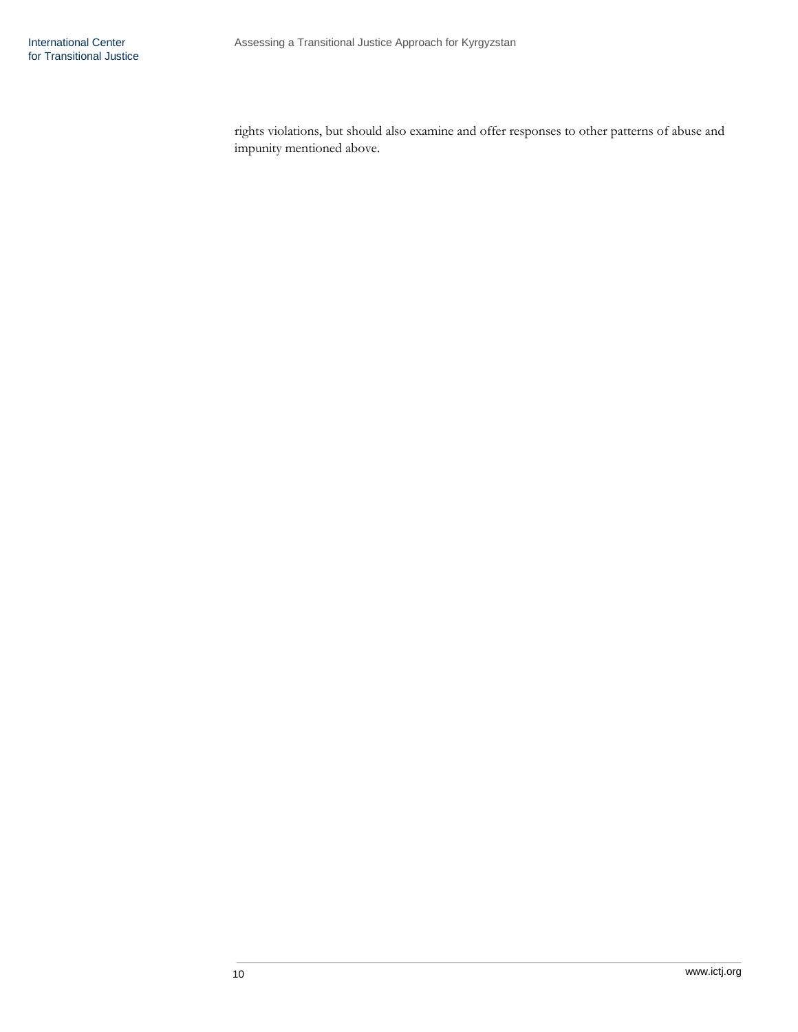rights violations, but should also examine and offer responses to other patterns of abuse and impunity mentioned above.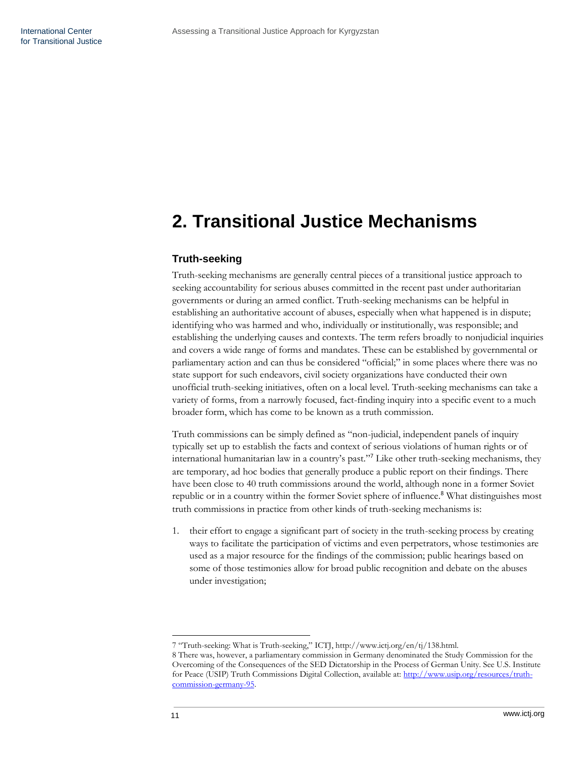# 2. Transitional Justice Mechanisms

## Truth-seeking

Truth-seeking mechanisms are generally central pieces of a transitional justice approach to seeking accountability for serious abuses committed in the recent past under authoritarian governments or during an armed conflict. Truth-seeking mechanisms can be helpful in establishing an authoritative account of abuses, especially when what happened is in dispute; identifying who was harmed and who, individually or institutionally, was responsible; and establishing the underlying causes and contexts. The term refers broadly to nonjudicial inquiries and covers a wide range of forms and mandates. These can be established by governmental or parliamentary action and can thus be considered "official;" in some places where there was no state support for such endeavors, civil society organizations have conducted their own unofficial truth-seeking initiatives, often on a local level. Truth-seeking mechanisms can take a variety of forms, from a narrowly focused, fact-finding inquiry into a specific event to a much broader form, which has come to be known as a truth commission.

Truth commissions can be simply defined as "non-judicial, independent panels of inquiry typically set up to establish the facts and context of serious violations of human rights or of international humanitarian law in a country's past."[7] Like other truth-seeking mechanisms, they are temporary, ad hoc bodies that generally produce a public report on their findings. There have been close to 40 truth commissions around the world, although none in a former Soviet republic or in a country within the former Soviet sphere of influence.[8] What distinguishes most truth commissions in practice from other kinds of truth-seeking mechanisms is:

1. their effort to engage a significant part of society in the truth-seeking process by creating ways to facilitate the participation of victims and even perpetrators, whose testimonies are used as a major resource for the findings of the commission; public hearings based on some of those testimonies allow for broad public recognition and debate on the abuses under investigation;

---

7 "Truth-seeking: What is Truth-seeking," ICTJ, http://www.ictj.org/en/tj/138.html.

8 There was, however, a parliamentary commission in Germany denominated the Study Commission for the Overcoming of the Consequences of the SED Dictatorship in the Process of German Unity. See U.S. Institute for Peace (USIP) Truth Commissions Digital Collection, available at: http://www.usip.org/resources/truth-commission-germany-95.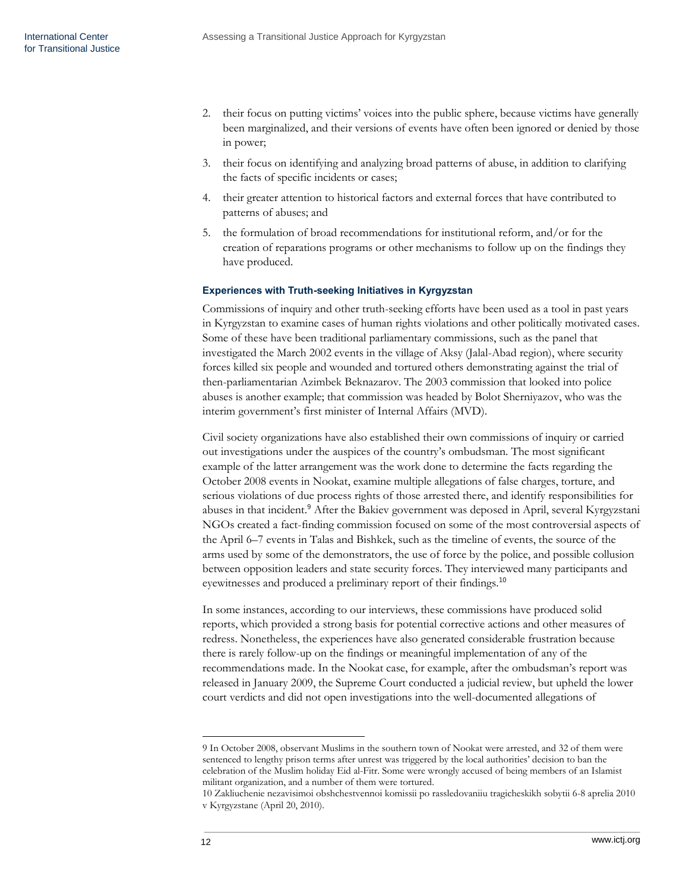2. their focus on putting victims' voices into the public sphere, because victims have generally been marginalized, and their versions of events have often been ignored or denied by those in power;
3. their focus on identifying and analyzing broad patterns of abuse, in addition to clarifying the facts of specific incidents or cases;
4. their greater attention to historical factors and external forces that have contributed to patterns of abuses; and
5. the formulation of broad recommendations for institutional reform, and/or for the creation of reparations programs or other mechanisms to follow up on the findings they have produced.

#### Experiences with Truth-seeking Initiatives in Kyrgyzstan

Commissions of inquiry and other truth-seeking efforts have been used as a tool in past years in Kyrgyzstan to examine cases of human rights violations and other politically motivated cases. Some of these have been traditional parliamentary commissions, such as the panel that investigated the March 2002 events in the village of Aksy (Jalal-Abad region), where security forces killed six people and wounded and tortured others demonstrating against the trial of then-parliamentarian Azimbek Beknazarov. The 2003 commission that looked into police abuses is another example; that commission was headed by Bolot Sherniyazov, who was the interim government's first minister of Internal Affairs (MVD).

Civil society organizations have also established their own commissions of inquiry or carried out investigations under the auspices of the country's ombudsman. The most significant example of the latter arrangement was the work done to determine the facts regarding the October 2008 events in Nookat, examine multiple allegations of false charges, torture, and serious violations of due process rights of those arrested there, and identify responsibilities for abuses in that incident.[9] After the Bakiev government was deposed in April, several Kyrgyzstani NGOs created a fact-finding commission focused on some of the most controversial aspects of the April 6–7 events in Talas and Bishkek, such as the timeline of events, the source of the arms used by some of the demonstrators, the use of force by the police, and possible collusion between opposition leaders and state security forces. They interviewed many participants and eyewitnesses and produced a preliminary report of their findings.[10]

In some instances, according to our interviews, these commissions have produced solid reports, which provided a strong basis for potential corrective actions and other measures of redress. Nonetheless, the experiences have also generated considerable frustration because there is rarely follow-up on the findings or meaningful implementation of any of the recommendations made. In the Nookat case, for example, after the ombudsman's report was released in January 2009, the Supreme Court conducted a judicial review, but upheld the lower court verdicts and did not open investigations into the well-documented allegations of

---

9 In October 2008, observant Muslims in the southern town of Nookat were arrested, and 32 of them were sentenced to lengthy prison terms after unrest was triggered by the local authorities' decision to ban the celebration of the Muslim holiday Eid al-Fitr. Some were wrongly accused of being members of an Islamist militant organization, and a number of them were tortured.

10 Zakliuchenie nezavisimoi obshchestvennoi komissii po rassledovaniiu tragicheskikh sobytii 6-8 aprelia 2010 v Kyrgyzstane (April 20, 2010).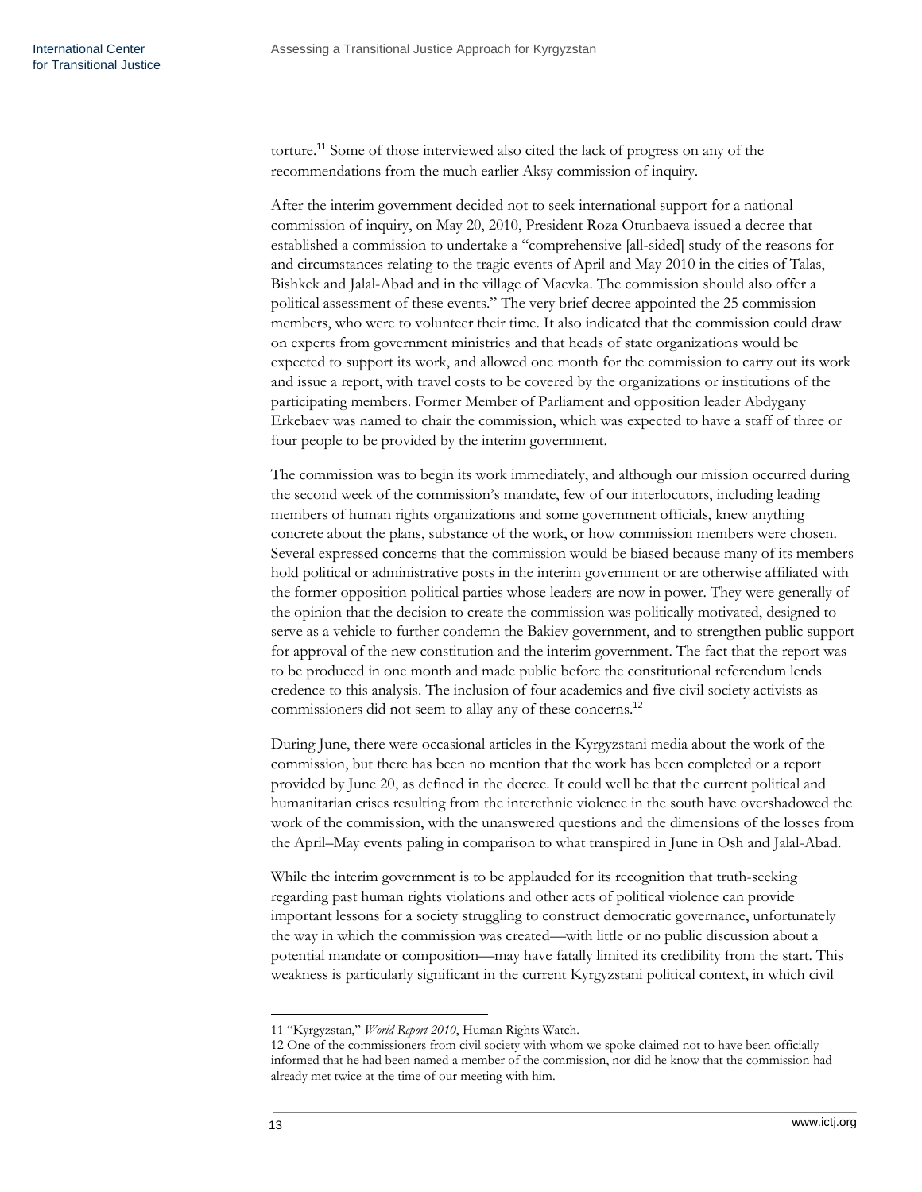torture.[11] Some of those interviewed also cited the lack of progress on any of the recommendations from the much earlier Aksy commission of inquiry.

After the interim government decided not to seek international support for a national commission of inquiry, on May 20, 2010, President Roza Otunbaeva issued a decree that established a commission to undertake a "comprehensive [all-sided] study of the reasons for and circumstances relating to the tragic events of April and May 2010 in the cities of Talas, Bishkek and Jalal-Abad and in the village of Maevka. The commission should also offer a political assessment of these events." The very brief decree appointed the 25 commission members, who were to volunteer their time. It also indicated that the commission could draw on experts from government ministries and that heads of state organizations would be expected to support its work, and allowed one month for the commission to carry out its work and issue a report, with travel costs to be covered by the organizations or institutions of the participating members. Former Member of Parliament and opposition leader Abdygany Erkebaev was named to chair the commission, which was expected to have a staff of three or four people to be provided by the interim government.

The commission was to begin its work immediately, and although our mission occurred during the second week of the commission's mandate, few of our interlocutors, including leading members of human rights organizations and some government officials, knew anything concrete about the plans, substance of the work, or how commission members were chosen. Several expressed concerns that the commission would be biased because many of its members hold political or administrative posts in the interim government or are otherwise affiliated with the former opposition political parties whose leaders are now in power. They were generally of the opinion that the decision to create the commission was politically motivated, designed to serve as a vehicle to further condemn the Bakiev government, and to strengthen public support for approval of the new constitution and the interim government. The fact that the report was to be produced in one month and made public before the constitutional referendum lends credence to this analysis. The inclusion of four academics and five civil society activists as commissioners did not seem to allay any of these concerns.[12]

During June, there were occasional articles in the Kyrgyzstani media about the work of the commission, but there has been no mention that the work has been completed or a report provided by June 20, as defined in the decree. It could well be that the current political and humanitarian crises resulting from the interethnic violence in the south have overshadowed the work of the commission, with the unanswered questions and the dimensions of the losses from the April–May events paling in comparison to what transpired in June in Osh and Jalal-Abad.

While the interim government is to be applauded for its recognition that truth-seeking regarding past human rights violations and other acts of political violence can provide important lessons for a society struggling to construct democratic governance, unfortunately the way in which the commission was created—with little or no public discussion about a potential mandate or composition—may have fatally limited its credibility from the start. This weakness is particularly significant in the current Kyrgyzstani political context, in which civil

---

11 "Kyrgyzstan," *World Report 2010*, Human Rights Watch.

12 One of the commissioners from civil society with whom we spoke claimed not to have been officially informed that he had been named a member of the commission, nor did he know that the commission had already met twice at the time of our meeting with him.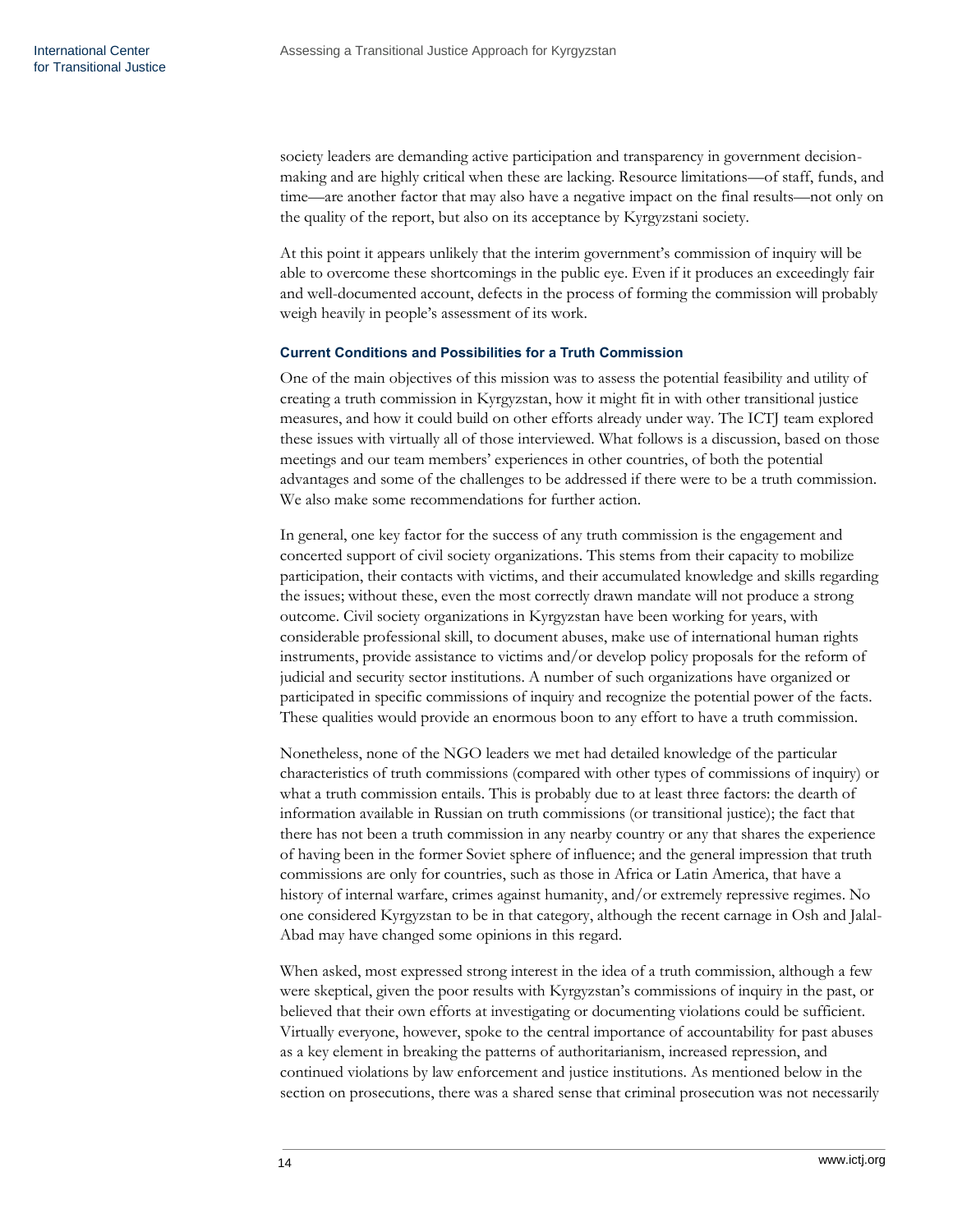society leaders are demanding active participation and transparency in government decision-making and are highly critical when these are lacking. Resource limitations—of staff, funds, and time—are another factor that may also have a negative impact on the final results—not only on the quality of the report, but also on its acceptance by Kyrgyzstani society.

At this point it appears unlikely that the interim government's commission of inquiry will be able to overcome these shortcomings in the public eye. Even if it produces an exceedingly fair and well-documented account, defects in the process of forming the commission will probably weigh heavily in people's assessment of its work.

### Current Conditions and Possibilities for a Truth Commission

One of the main objectives of this mission was to assess the potential feasibility and utility of creating a truth commission in Kyrgyzstan, how it might fit in with other transitional justice measures, and how it could build on other efforts already under way. The ICTJ team explored these issues with virtually all of those interviewed. What follows is a discussion, based on those meetings and our team members' experiences in other countries, of both the potential advantages and some of the challenges to be addressed if there were to be a truth commission. We also make some recommendations for further action.

In general, one key factor for the success of any truth commission is the engagement and concerted support of civil society organizations. This stems from their capacity to mobilize participation, their contacts with victims, and their accumulated knowledge and skills regarding the issues; without these, even the most correctly drawn mandate will not produce a strong outcome. Civil society organizations in Kyrgyzstan have been working for years, with considerable professional skill, to document abuses, make use of international human rights instruments, provide assistance to victims and/or develop policy proposals for the reform of judicial and security sector institutions. A number of such organizations have organized or participated in specific commissions of inquiry and recognize the potential power of the facts. These qualities would provide an enormous boon to any effort to have a truth commission.

Nonetheless, none of the NGO leaders we met had detailed knowledge of the particular characteristics of truth commissions (compared with other types of commissions of inquiry) or what a truth commission entails. This is probably due to at least three factors: the dearth of information available in Russian on truth commissions (or transitional justice); the fact that there has not been a truth commission in any nearby country or any that shares the experience of having been in the former Soviet sphere of influence; and the general impression that truth commissions are only for countries, such as those in Africa or Latin America, that have a history of internal warfare, crimes against humanity, and/or extremely repressive regimes. No one considered Kyrgyzstan to be in that category, although the recent carnage in Osh and Jalal-Abad may have changed some opinions in this regard.

When asked, most expressed strong interest in the idea of a truth commission, although a few were skeptical, given the poor results with Kyrgyzstan's commissions of inquiry in the past, or believed that their own efforts at investigating or documenting violations could be sufficient. Virtually everyone, however, spoke to the central importance of accountability for past abuses as a key element in breaking the patterns of authoritarianism, increased repression, and continued violations by law enforcement and justice institutions. As mentioned below in the section on prosecutions, there was a shared sense that criminal prosecution was not necessarily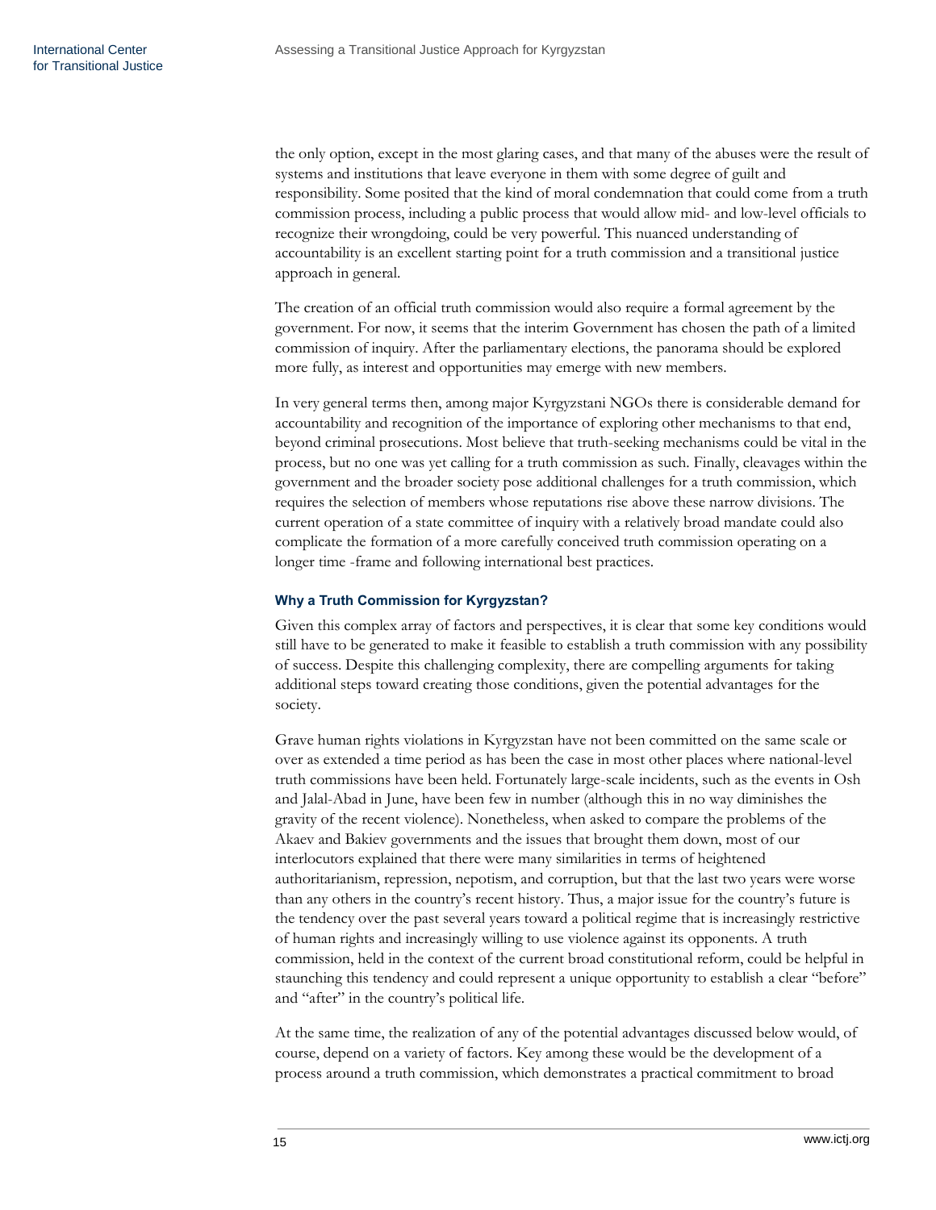the only option, except in the most glaring cases, and that many of the abuses were the result of systems and institutions that leave everyone in them with some degree of guilt and responsibility. Some posited that the kind of moral condemnation that could come from a truth commission process, including a public process that would allow mid- and low-level officials to recognize their wrongdoing, could be very powerful. This nuanced understanding of accountability is an excellent starting point for a truth commission and a transitional justice approach in general.

The creation of an official truth commission would also require a formal agreement by the government. For now, it seems that the interim Government has chosen the path of a limited commission of inquiry. After the parliamentary elections, the panorama should be explored more fully, as interest and opportunities may emerge with new members.

In very general terms then, among major Kyrgyzstani NGOs there is considerable demand for accountability and recognition of the importance of exploring other mechanisms to that end, beyond criminal prosecutions. Most believe that truth-seeking mechanisms could be vital in the process, but no one was yet calling for a truth commission as such. Finally, cleavages within the government and the broader society pose additional challenges for a truth commission, which requires the selection of members whose reputations rise above these narrow divisions. The current operation of a state committee of inquiry with a relatively broad mandate could also complicate the formation of a more carefully conceived truth commission operating on a longer time -frame and following international best practices.

### Why a Truth Commission for Kyrgyzstan?

Given this complex array of factors and perspectives, it is clear that some key conditions would still have to be generated to make it feasible to establish a truth commission with any possibility of success. Despite this challenging complexity, there are compelling arguments for taking additional steps toward creating those conditions, given the potential advantages for the society.

Grave human rights violations in Kyrgyzstan have not been committed on the same scale or over as extended a time period as has been the case in most other places where national-level truth commissions have been held. Fortunately large-scale incidents, such as the events in Osh and Jalal-Abad in June, have been few in number (although this in no way diminishes the gravity of the recent violence). Nonetheless, when asked to compare the problems of the Akaev and Bakiev governments and the issues that brought them down, most of our interlocutors explained that there were many similarities in terms of heightened authoritarianism, repression, nepotism, and corruption, but that the last two years were worse than any others in the country's recent history. Thus, a major issue for the country's future is the tendency over the past several years toward a political regime that is increasingly restrictive of human rights and increasingly willing to use violence against its opponents. A truth commission, held in the context of the current broad constitutional reform, could be helpful in staunching this tendency and could represent a unique opportunity to establish a clear "before" and "after" in the country's political life.

At the same time, the realization of any of the potential advantages discussed below would, of course, depend on a variety of factors. Key among these would be the development of a process around a truth commission, which demonstrates a practical commitment to broad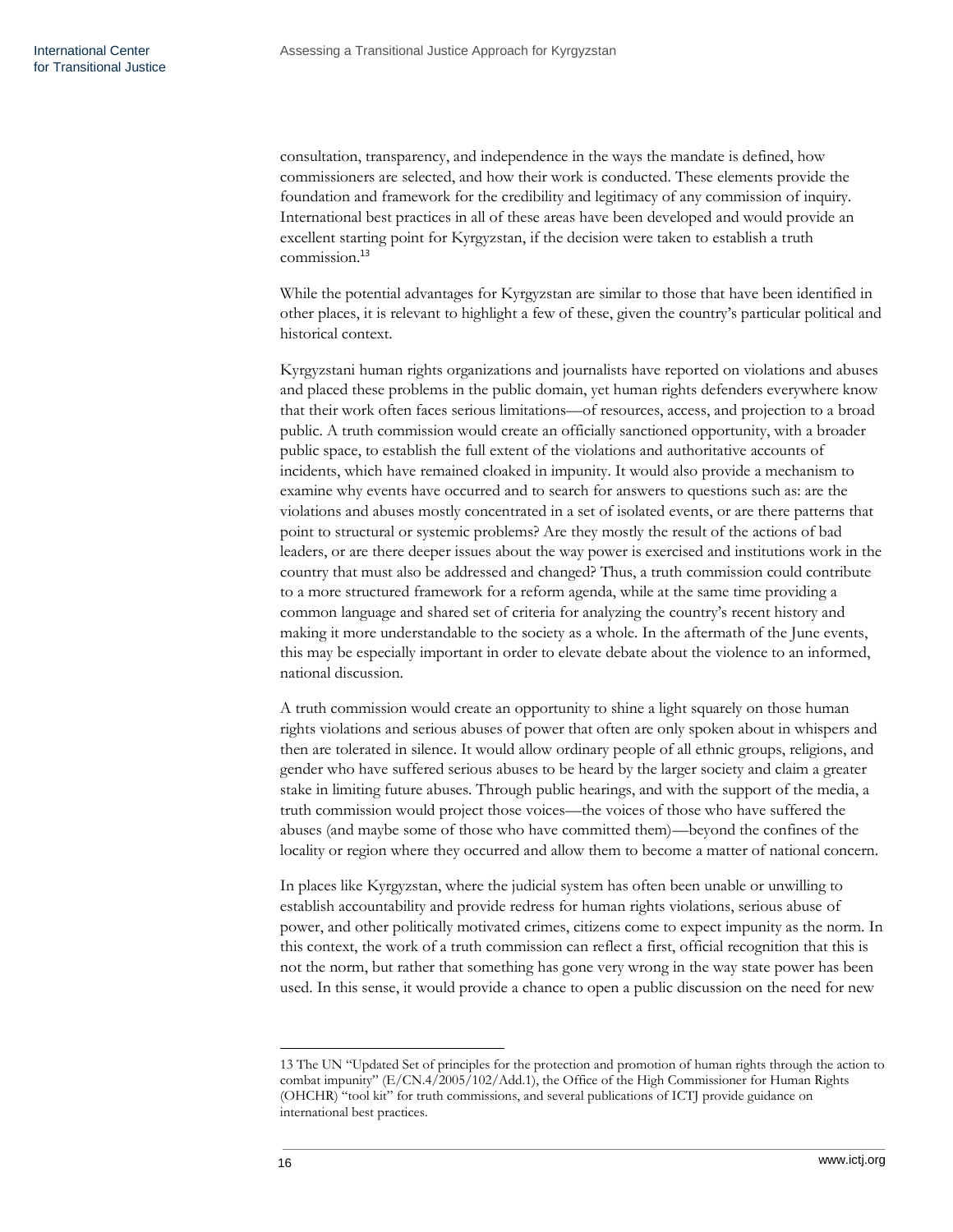consultation, transparency, and independence in the ways the mandate is defined, how commissioners are selected, and how their work is conducted. These elements provide the foundation and framework for the credibility and legitimacy of any commission of inquiry. International best practices in all of these areas have been developed and would provide an excellent starting point for Kyrgyzstan, if the decision were taken to establish a truth commission.[13]

While the potential advantages for Kyrgyzstan are similar to those that have been identified in other places, it is relevant to highlight a few of these, given the country's particular political and historical context.

Kyrgyzstani human rights organizations and journalists have reported on violations and abuses and placed these problems in the public domain, yet human rights defenders everywhere know that their work often faces serious limitations—of resources, access, and projection to a broad public. A truth commission would create an officially sanctioned opportunity, with a broader public space, to establish the full extent of the violations and authoritative accounts of incidents, which have remained cloaked in impunity. It would also provide a mechanism to examine why events have occurred and to search for answers to questions such as: are the violations and abuses mostly concentrated in a set of isolated events, or are there patterns that point to structural or systemic problems? Are they mostly the result of the actions of bad leaders, or are there deeper issues about the way power is exercised and institutions work in the country that must also be addressed and changed? Thus, a truth commission could contribute to a more structured framework for a reform agenda, while at the same time providing a common language and shared set of criteria for analyzing the country's recent history and making it more understandable to the society as a whole. In the aftermath of the June events, this may be especially important in order to elevate debate about the violence to an informed, national discussion.

A truth commission would create an opportunity to shine a light squarely on those human rights violations and serious abuses of power that often are only spoken about in whispers and then are tolerated in silence. It would allow ordinary people of all ethnic groups, religions, and gender who have suffered serious abuses to be heard by the larger society and claim a greater stake in limiting future abuses. Through public hearings, and with the support of the media, a truth commission would project those voices—the voices of those who have suffered the abuses (and maybe some of those who have committed them)—beyond the confines of the locality or region where they occurred and allow them to become a matter of national concern.

In places like Kyrgyzstan, where the judicial system has often been unable or unwilling to establish accountability and provide redress for human rights violations, serious abuse of power, and other politically motivated crimes, citizens come to expect impunity as the norm. In this context, the work of a truth commission can reflect a first, official recognition that this is not the norm, but rather that something has gone very wrong in the way state power has been used. In this sense, it would provide a chance to open a public discussion on the need for new

---

13 The UN "Updated Set of principles for the protection and promotion of human rights through the action to combat impunity" (E/CN.4/2005/102/Add.1), the Office of the High Commissioner for Human Rights (OHCHR) "tool kit" for truth commissions, and several publications of ICTJ provide guidance on international best practices.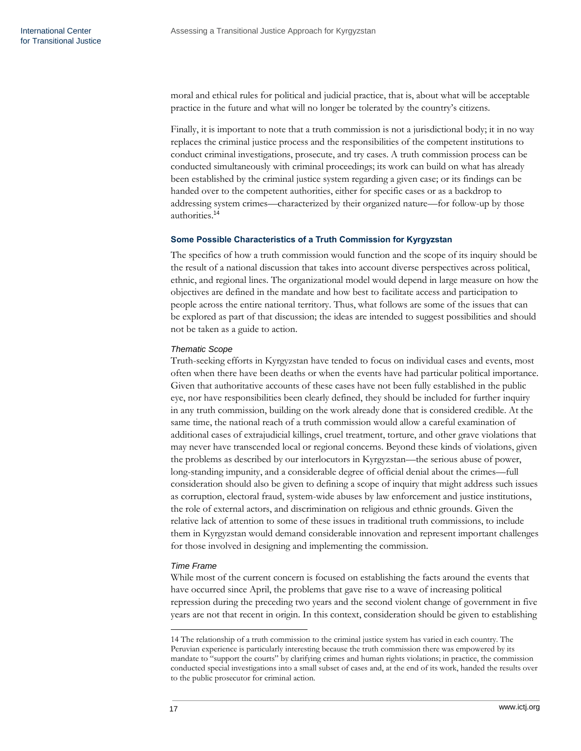moral and ethical rules for political and judicial practice, that is, about what will be acceptable practice in the future and what will no longer be tolerated by the country's citizens.

Finally, it is important to note that a truth commission is not a jurisdictional body; it in no way replaces the criminal justice process and the responsibilities of the competent institutions to conduct criminal investigations, prosecute, and try cases. A truth commission process can be conducted simultaneously with criminal proceedings; its work can build on what has already been established by the criminal justice system regarding a given case; or its findings can be handed over to the competent authorities, either for specific cases or as a backdrop to addressing system crimes—characterized by their organized nature—for follow-up by those authorities.[14]

### Some Possible Characteristics of a Truth Commission for Kyrgyzstan

The specifics of how a truth commission would function and the scope of its inquiry should be the result of a national discussion that takes into account diverse perspectives across political, ethnic, and regional lines. The organizational model would depend in large measure on how the objectives are defined in the mandate and how best to facilitate access and participation to people across the entire national territory. Thus, what follows are some of the issues that can be explored as part of that discussion; the ideas are intended to suggest possibilities and should not be taken as a guide to action.

#### *Thematic Scope*

Truth-seeking efforts in Kyrgyzstan have tended to focus on individual cases and events, most often when there have been deaths or when the events have had particular political importance. Given that authoritative accounts of these cases have not been fully established in the public eye, nor have responsibilities been clearly defined, they should be included for further inquiry in any truth commission, building on the work already done that is considered credible. At the same time, the national reach of a truth commission would allow a careful examination of additional cases of extrajudicial killings, cruel treatment, torture, and other grave violations that may never have transcended local or regional concerns. Beyond these kinds of violations, given the problems as described by our interlocutors in Kyrgyzstan—the serious abuse of power, long-standing impunity, and a considerable degree of official denial about the crimes—full consideration should also be given to defining a scope of inquiry that might address such issues as corruption, electoral fraud, system-wide abuses by law enforcement and justice institutions, the role of external actors, and discrimination on religious and ethnic grounds. Given the relative lack of attention to some of these issues in traditional truth commissions, to include them in Kyrgyzstan would demand considerable innovation and represent important challenges for those involved in designing and implementing the commission.

#### *Time Frame*

While most of the current concern is focused on establishing the facts around the events that have occurred since April, the problems that gave rise to a wave of increasing political repression during the preceding two years and the second violent change of government in five years are not that recent in origin. In this context, consideration should be given to establishing

---

14 The relationship of a truth commission to the criminal justice system has varied in each country. The Peruvian experience is particularly interesting because the truth commission there was empowered by its mandate to "support the courts" by clarifying crimes and human rights violations; in practice, the commission conducted special investigations into a small subset of cases and, at the end of its work, handed the results over to the public prosecutor for criminal action.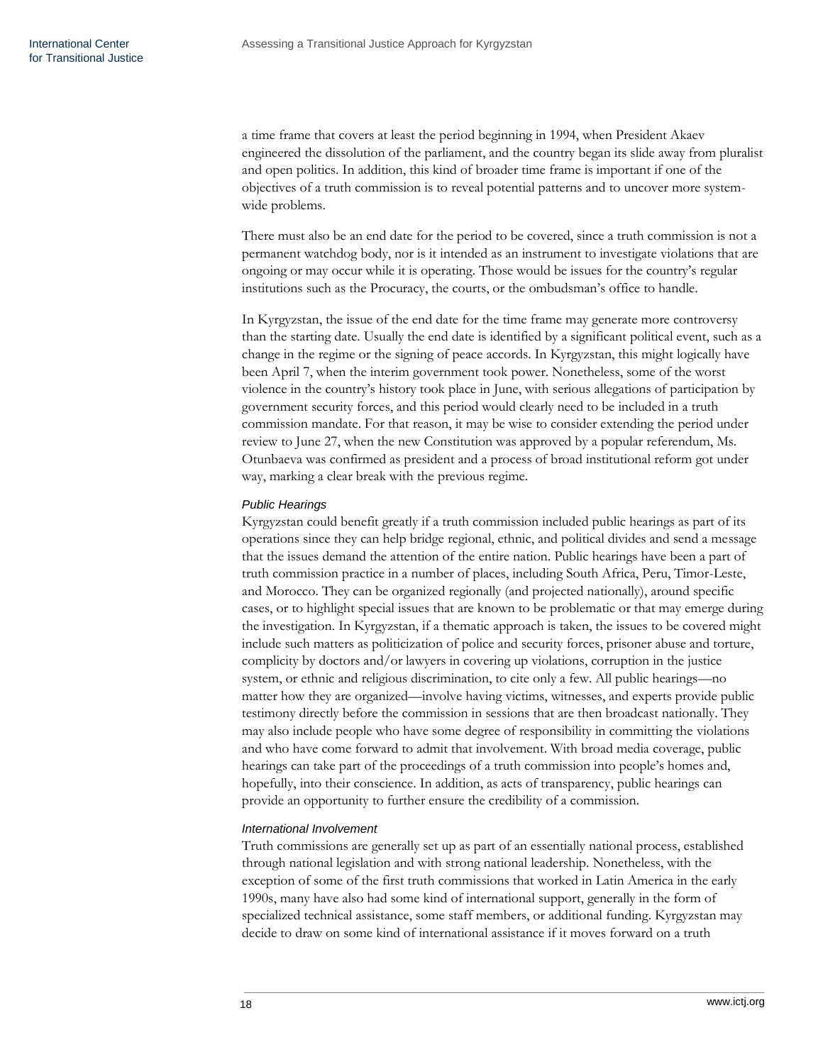a time frame that covers at least the period beginning in 1994, when President Akaev engineered the dissolution of the parliament, and the country began its slide away from pluralist and open politics. In addition, this kind of broader time frame is important if one of the objectives of a truth commission is to reveal potential patterns and to uncover more system-wide problems.

There must also be an end date for the period to be covered, since a truth commission is not a permanent watchdog body, nor is it intended as an instrument to investigate violations that are ongoing or may occur while it is operating. Those would be issues for the country's regular institutions such as the Procuracy, the courts, or the ombudsman's office to handle.

In Kyrgyzstan, the issue of the end date for the time frame may generate more controversy than the starting date. Usually the end date is identified by a significant political event, such as a change in the regime or the signing of peace accords. In Kyrgyzstan, this might logically have been April 7, when the interim government took power. Nonetheless, some of the worst violence in the country's history took place in June, with serious allegations of participation by government security forces, and this period would clearly need to be included in a truth commission mandate. For that reason, it may be wise to consider extending the period under review to June 27, when the new Constitution was approved by a popular referendum, Ms. Otunbaeva was confirmed as president and a process of broad institutional reform got under way, marking a clear break with the previous regime.

### *Public Hearings*

Kyrgyzstan could benefit greatly if a truth commission included public hearings as part of its operations since they can help bridge regional, ethnic, and political divides and send a message that the issues demand the attention of the entire nation. Public hearings have been a part of truth commission practice in a number of places, including South Africa, Peru, Timor-Leste, and Morocco. They can be organized regionally (and projected nationally), around specific cases, or to highlight special issues that are known to be problematic or that may emerge during the investigation. In Kyrgyzstan, if a thematic approach is taken, the issues to be covered might include such matters as politicization of police and security forces, prisoner abuse and torture, complicity by doctors and/or lawyers in covering up violations, corruption in the justice system, or ethnic and religious discrimination, to cite only a few. All public hearings—no matter how they are organized—involve having victims, witnesses, and experts provide public testimony directly before the commission in sessions that are then broadcast nationally. They may also include people who have some degree of responsibility in committing the violations and who have come forward to admit that involvement. With broad media coverage, public hearings can take part of the proceedings of a truth commission into people's homes and, hopefully, into their conscience. In addition, as acts of transparency, public hearings can provide an opportunity to further ensure the credibility of a commission.

### *International Involvement*

Truth commissions are generally set up as part of an essentially national process, established through national legislation and with strong national leadership. Nonetheless, with the exception of some of the first truth commissions that worked in Latin America in the early 1990s, many have also had some kind of international support, generally in the form of specialized technical assistance, some staff members, or additional funding. Kyrgyzstan may decide to draw on some kind of international assistance if it moves forward on a truth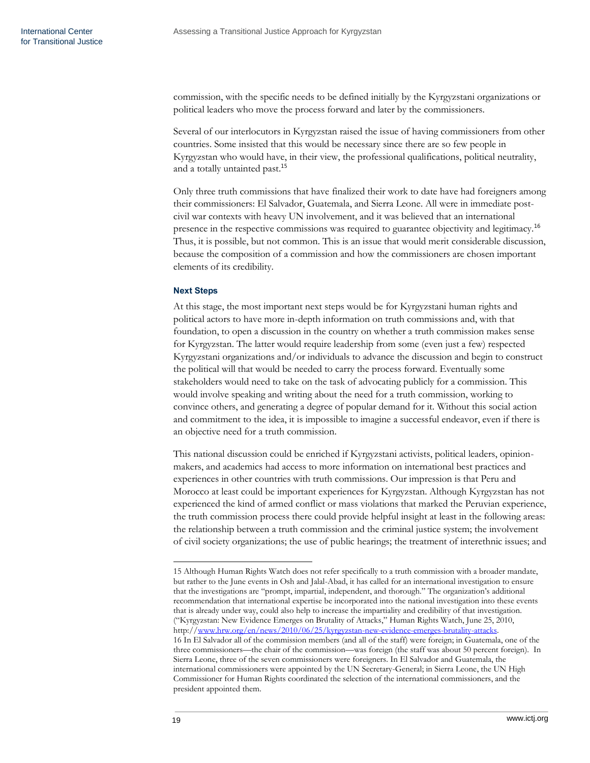commission, with the specific needs to be defined initially by the Kyrgyzstani organizations or political leaders who move the process forward and later by the commissioners.

Several of our interlocutors in Kyrgyzstan raised the issue of having commissioners from other countries. Some insisted that this would be necessary since there are so few people in Kyrgyzstan who would have, in their view, the professional qualifications, political neutrality, and a totally untainted past.[15]

Only three truth commissions that have finalized their work to date have had foreigners among their commissioners: El Salvador, Guatemala, and Sierra Leone. All were in immediate post-civil war contexts with heavy UN involvement, and it was believed that an international presence in the respective commissions was required to guarantee objectivity and legitimacy.[16] Thus, it is possible, but not common. This is an issue that would merit considerable discussion, because the composition of a commission and how the commissioners are chosen important elements of its credibility.

#### Next Steps

At this stage, the most important next steps would be for Kyrgyzstani human rights and political actors to have more in-depth information on truth commissions and, with that foundation, to open a discussion in the country on whether a truth commission makes sense for Kyrgyzstan. The latter would require leadership from some (even just a few) respected Kyrgyzstani organizations and/or individuals to advance the discussion and begin to construct the political will that would be needed to carry the process forward. Eventually some stakeholders would need to take on the task of advocating publicly for a commission. This would involve speaking and writing about the need for a truth commission, working to convince others, and generating a degree of popular demand for it. Without this social action and commitment to the idea, it is impossible to imagine a successful endeavor, even if there is an objective need for a truth commission.

This national discussion could be enriched if Kyrgyzstani activists, political leaders, opinion-makers, and academics had access to more information on international best practices and experiences in other countries with truth commissions. Our impression is that Peru and Morocco at least could be important experiences for Kyrgyzstan. Although Kyrgyzstan has not experienced the kind of armed conflict or mass violations that marked the Peruvian experience, the truth commission process there could provide helpful insight at least in the following areas: the relationship between a truth commission and the criminal justice system; the involvement of civil society organizations; the use of public hearings; the treatment of interethnic issues; and

---

15 Although Human Rights Watch does not refer specifically to a truth commission with a broader mandate, but rather to the June events in Osh and Jalal-Abad, it has called for an international investigation to ensure that the investigations are "prompt, impartial, independent, and thorough." The organization's additional recommendation that international expertise be incorporated into the national investigation into these events that is already under way, could also help to increase the impartiality and credibility of that investigation. ("Kyrgyzstan: New Evidence Emerges on Brutality of Attacks," Human Rights Watch, June 25, 2010, http://www.hrw.org/en/news/2010/06/25/kyrgyzstan-new-evidence-emerges-brutality-attacks.

16 In El Salvador all of the commission members (and all of the staff) were foreign; in Guatemala, one of the three commissioners—the chair of the commission—was foreign (the staff was about 50 percent foreign). In Sierra Leone, three of the seven commissioners were foreigners. In El Salvador and Guatemala, the international commissioners were appointed by the UN Secretary-General; in Sierra Leone, the UN High Commissioner for Human Rights coordinated the selection of the international commissioners, and the president appointed them.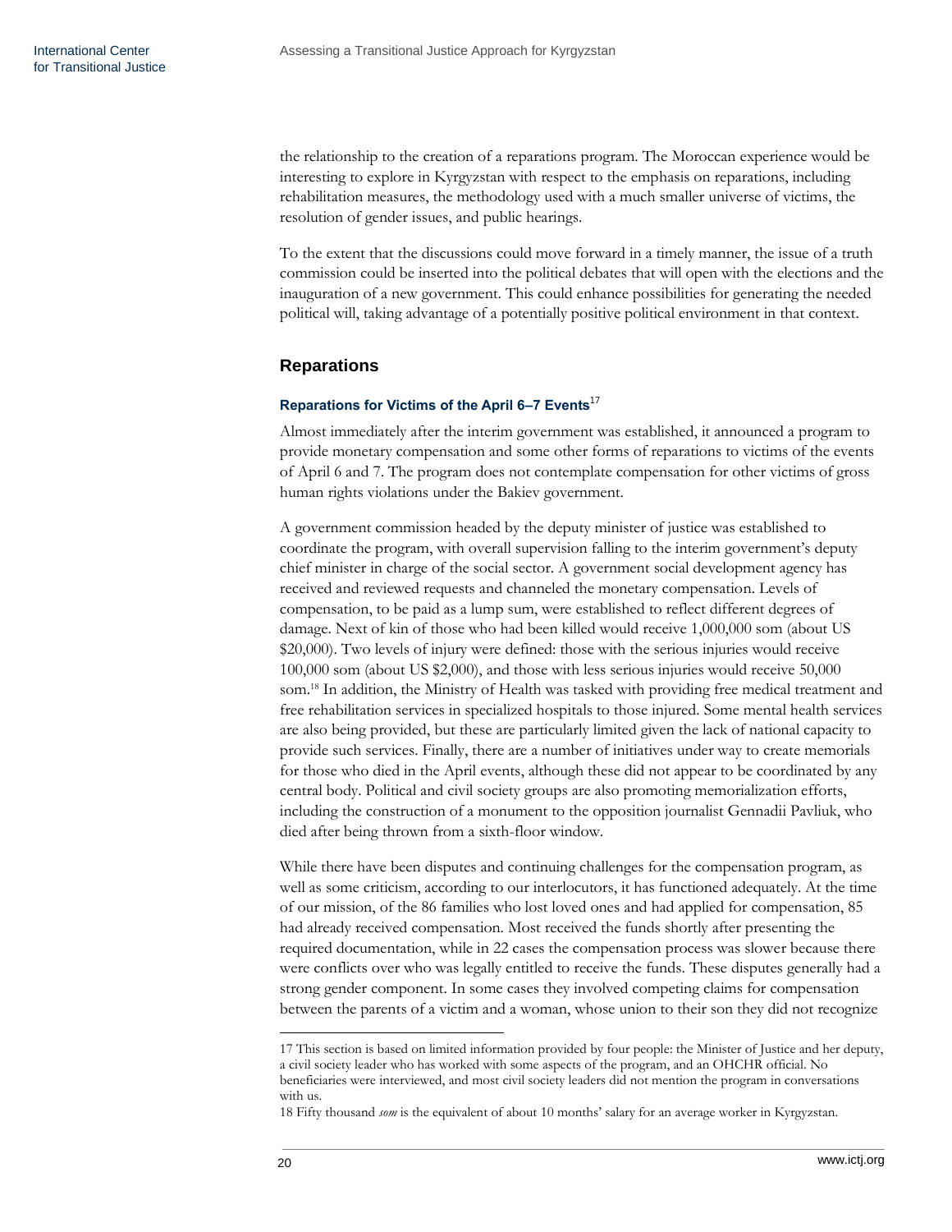the relationship to the creation of a reparations program. The Moroccan experience would be interesting to explore in Kyrgyzstan with respect to the emphasis on reparations, including rehabilitation measures, the methodology used with a much smaller universe of victims, the resolution of gender issues, and public hearings.

To the extent that the discussions could move forward in a timely manner, the issue of a truth commission could be inserted into the political debates that will open with the elections and the inauguration of a new government. This could enhance possibilities for generating the needed political will, taking advantage of a potentially positive political environment in that context.

## Reparations

### Reparations for Victims of the April 6–7 Events[17]

Almost immediately after the interim government was established, it announced a program to provide monetary compensation and some other forms of reparations to victims of the events of April 6 and 7. The program does not contemplate compensation for other victims of gross human rights violations under the Bakiev government.

A government commission headed by the deputy minister of justice was established to coordinate the program, with overall supervision falling to the interim government's deputy chief minister in charge of the social sector. A government social development agency has received and reviewed requests and channeled the monetary compensation. Levels of compensation, to be paid as a lump sum, were established to reflect different degrees of damage. Next of kin of those who had been killed would receive 1,000,000 som (about US $20,000). Two levels of injury were defined: those with the serious injuries would receive 100,000 som (about US $2,000), and those with less serious injuries would receive 50,000 som.[18] In addition, the Ministry of Health was tasked with providing free medical treatment and free rehabilitation services in specialized hospitals to those injured. Some mental health services are also being provided, but these are particularly limited given the lack of national capacity to provide such services. Finally, there are a number of initiatives under way to create memorials for those who died in the April events, although these did not appear to be coordinated by any central body. Political and civil society groups are also promoting memorialization efforts, including the construction of a monument to the opposition journalist Gennadii Pavliuk, who died after being thrown from a sixth-floor window.

While there have been disputes and continuing challenges for the compensation program, as well as some criticism, according to our interlocutors, it has functioned adequately. At the time of our mission, of the 86 families who lost loved ones and had applied for compensation, 85 had already received compensation. Most received the funds shortly after presenting the required documentation, while in 22 cases the compensation process was slower because there were conflicts over who was legally entitled to receive the funds. These disputes generally had a strong gender component. In some cases they involved competing claims for compensation between the parents of a victim and a woman, whose union to their son they did not recognize

---

17 This section is based on limited information provided by four people: the Minister of Justice and her deputy, a civil society leader who has worked with some aspects of the program, and an OHCHR official. No beneficiaries were interviewed, and most civil society leaders did not mention the program in conversations with us.

18 Fifty thousand *som* is the equivalent of about 10 months' salary for an average worker in Kyrgyzstan.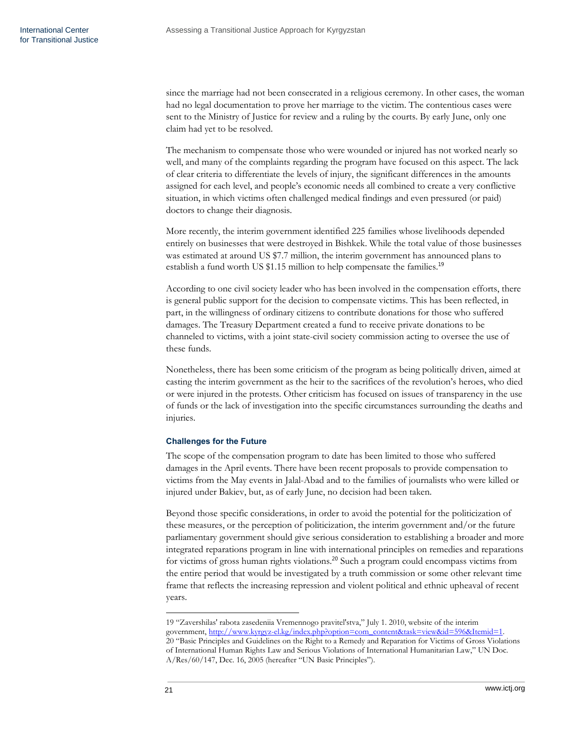since the marriage had not been consecrated in a religious ceremony. In other cases, the woman had no legal documentation to prove her marriage to the victim. The contentious cases were sent to the Ministry of Justice for review and a ruling by the courts. By early June, only one claim had yet to be resolved.

The mechanism to compensate those who were wounded or injured has not worked nearly so well, and many of the complaints regarding the program have focused on this aspect. The lack of clear criteria to differentiate the levels of injury, the significant differences in the amounts assigned for each level, and people's economic needs all combined to create a very conflictive situation, in which victims often challenged medical findings and even pressured (or paid) doctors to change their diagnosis.

More recently, the interim government identified 225 families whose livelihoods depended entirely on businesses that were destroyed in Bishkek. While the total value of those businesses was estimated at around US $7.7 million, the interim government has announced plans to establish a fund worth US $1.15 million to help compensate the families.[19]

According to one civil society leader who has been involved in the compensation efforts, there is general public support for the decision to compensate victims. This has been reflected, in part, in the willingness of ordinary citizens to contribute donations for those who suffered damages. The Treasury Department created a fund to receive private donations to be channeled to victims, with a joint state-civil society commission acting to oversee the use of these funds.

Nonetheless, there has been some criticism of the program as being politically driven, aimed at casting the interim government as the heir to the sacrifices of the revolution's heroes, who died or were injured in the protests. Other criticism has focused on issues of transparency in the use of funds or the lack of investigation into the specific circumstances surrounding the deaths and injuries.

### Challenges for the Future

The scope of the compensation program to date has been limited to those who suffered damages in the April events. There have been recent proposals to provide compensation to victims from the May events in Jalal-Abad and to the families of journalists who were killed or injured under Bakiev, but, as of early June, no decision had been taken.

Beyond those specific considerations, in order to avoid the potential for the politicization of these measures, or the perception of politicization, the interim government and/or the future parliamentary government should give serious consideration to establishing a broader and more integrated reparations program in line with international principles on remedies and reparations for victims of gross human rights violations.[20] Such a program could encompass victims from the entire period that would be investigated by a truth commission or some other relevant time frame that reflects the increasing repression and violent political and ethnic upheaval of recent years.

---

19 "Zavershilas' rabota zasedeniia Vremennogo pravitel'stva," July 1. 2010, website of the interim government, http://www.kyrgyz-el.kg/index.php?option=com_content&task=view&id=596&Itemid=1.

20 "Basic Principles and Guidelines on the Right to a Remedy and Reparation for Victims of Gross Violations of International Human Rights Law and Serious Violations of International Humanitarian Law," UN Doc. A/Res/60/147, Dec. 16, 2005 (hereafter "UN Basic Principles").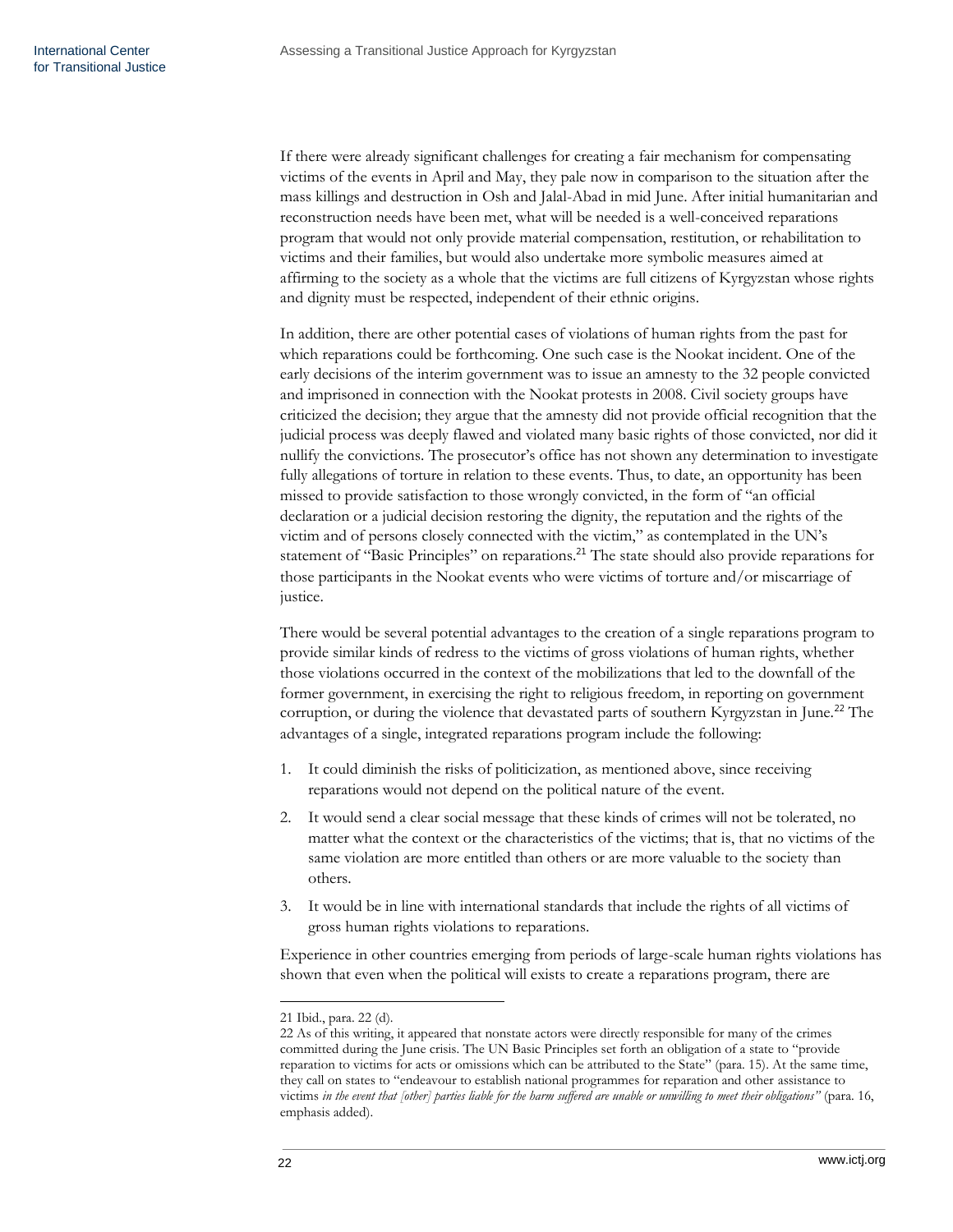If there were already significant challenges for creating a fair mechanism for compensating victims of the events in April and May, they pale now in comparison to the situation after the mass killings and destruction in Osh and Jalal-Abad in mid June. After initial humanitarian and reconstruction needs have been met, what will be needed is a well-conceived reparations program that would not only provide material compensation, restitution, or rehabilitation to victims and their families, but would also undertake more symbolic measures aimed at affirming to the society as a whole that the victims are full citizens of Kyrgyzstan whose rights and dignity must be respected, independent of their ethnic origins.

In addition, there are other potential cases of violations of human rights from the past for which reparations could be forthcoming. One such case is the Nookat incident. One of the early decisions of the interim government was to issue an amnesty to the 32 people convicted and imprisoned in connection with the Nookat protests in 2008. Civil society groups have criticized the decision; they argue that the amnesty did not provide official recognition that the judicial process was deeply flawed and violated many basic rights of those convicted, nor did it nullify the convictions. The prosecutor's office has not shown any determination to investigate fully allegations of torture in relation to these events. Thus, to date, an opportunity has been missed to provide satisfaction to those wrongly convicted, in the form of "an official declaration or a judicial decision restoring the dignity, the reputation and the rights of the victim and of persons closely connected with the victim," as contemplated in the UN's statement of "Basic Principles" on reparations.[21] The state should also provide reparations for those participants in the Nookat events who were victims of torture and/or miscarriage of justice.

There would be several potential advantages to the creation of a single reparations program to provide similar kinds of redress to the victims of gross violations of human rights, whether those violations occurred in the context of the mobilizations that led to the downfall of the former government, in exercising the right to religious freedom, in reporting on government corruption, or during the violence that devastated parts of southern Kyrgyzstan in June.[22] The advantages of a single, integrated reparations program include the following:

1. It could diminish the risks of politicization, as mentioned above, since receiving reparations would not depend on the political nature of the event.
2. It would send a clear social message that these kinds of crimes will not be tolerated, no matter what the context or the characteristics of the victims; that is, that no victims of the same violation are more entitled than others or are more valuable to the society than others.
3. It would be in line with international standards that include the rights of all victims of gross human rights violations to reparations.

Experience in other countries emerging from periods of large-scale human rights violations has shown that even when the political will exists to create a reparations program, there are

---

21 Ibid., para. 22 (d).

22 As of this writing, it appeared that nonstate actors were directly responsible for many of the crimes committed during the June crisis. The UN Basic Principles set forth an obligation of a state to "provide reparation to victims for acts or omissions which can be attributed to the State" (para. 15). At the same time, they call on states to "endeavour to establish national programmes for reparation and other assistance to victims *in the event that [other] parties liable for the harm suffered are unable or unwilling to meet their obligations"* (para. 16, emphasis added).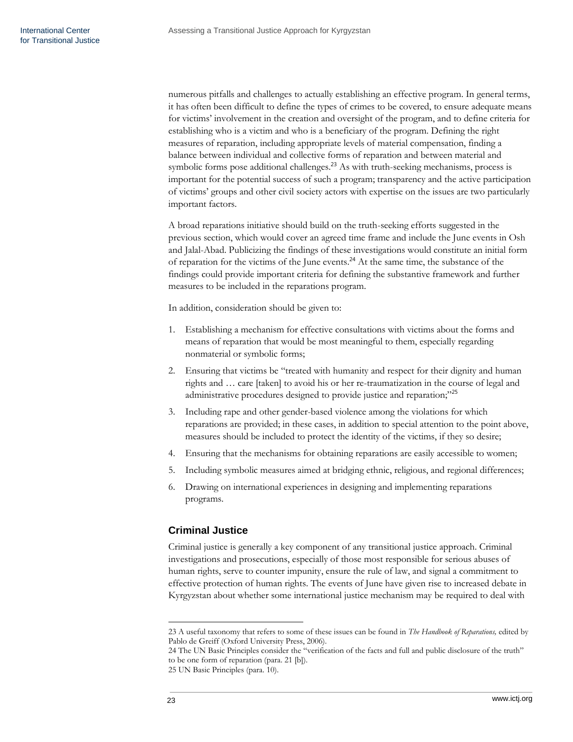numerous pitfalls and challenges to actually establishing an effective program. In general terms, it has often been difficult to define the types of crimes to be covered, to ensure adequate means for victims' involvement in the creation and oversight of the program, and to define criteria for establishing who is a victim and who is a beneficiary of the program. Defining the right measures of reparation, including appropriate levels of material compensation, finding a balance between individual and collective forms of reparation and between material and symbolic forms pose additional challenges.[23] As with truth-seeking mechanisms, process is important for the potential success of such a program; transparency and the active participation of victims' groups and other civil society actors with expertise on the issues are two particularly important factors.

A broad reparations initiative should build on the truth-seeking efforts suggested in the previous section, which would cover an agreed time frame and include the June events in Osh and Jalal-Abad. Publicizing the findings of these investigations would constitute an initial form of reparation for the victims of the June events.[24] At the same time, the substance of the findings could provide important criteria for defining the substantive framework and further measures to be included in the reparations program.

In addition, consideration should be given to:

1. Establishing a mechanism for effective consultations with victims about the forms and means of reparation that would be most meaningful to them, especially regarding nonmaterial or symbolic forms;
2. Ensuring that victims be "treated with humanity and respect for their dignity and human rights and … care [taken] to avoid his or her re-traumatization in the course of legal and administrative procedures designed to provide justice and reparation;"[25]
3. Including rape and other gender-based violence among the violations for which reparations are provided; in these cases, in addition to special attention to the point above, measures should be included to protect the identity of the victims, if they so desire;
4. Ensuring that the mechanisms for obtaining reparations are easily accessible to women;
5. Including symbolic measures aimed at bridging ethnic, religious, and regional differences;
6. Drawing on international experiences in designing and implementing reparations programs.

### Criminal Justice

Criminal justice is generally a key component of any transitional justice approach. Criminal investigations and prosecutions, especially of those most responsible for serious abuses of human rights, serve to counter impunity, ensure the rule of law, and signal a commitment to effective protection of human rights. The events of June have given rise to increased debate in Kyrgyzstan about whether some international justice mechanism may be required to deal with

---

23 A useful taxonomy that refers to some of these issues can be found in *The Handbook of Reparations,* edited by Pablo de Greiff (Oxford University Press, 2006).

24 The UN Basic Principles consider the "verification of the facts and full and public disclosure of the truth" to be one form of reparation (para. 21 [b]).

25 UN Basic Principles (para. 10).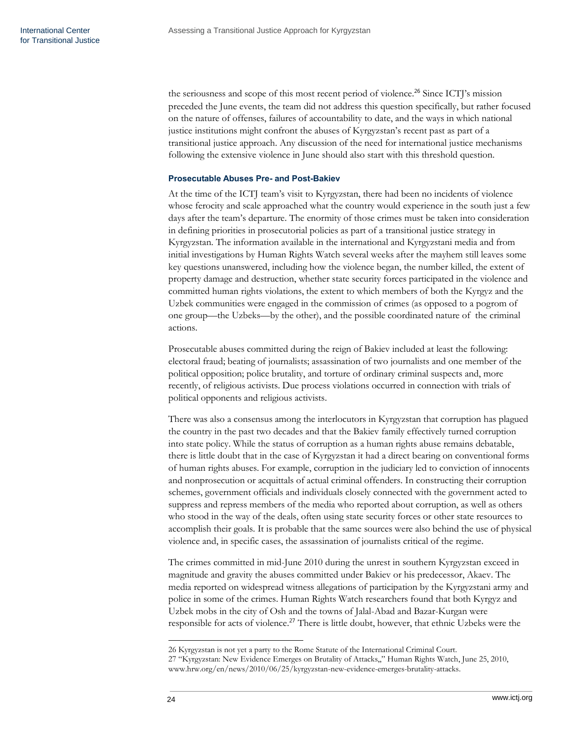the seriousness and scope of this most recent period of violence.[26] Since ICTJ's mission preceded the June events, the team did not address this question specifically, but rather focused on the nature of offenses, failures of accountability to date, and the ways in which national justice institutions might confront the abuses of Kyrgyzstan's recent past as part of a transitional justice approach. Any discussion of the need for international justice mechanisms following the extensive violence in June should also start with this threshold question.

### Prosecutable Abuses Pre- and Post-Bakiev

At the time of the ICTJ team's visit to Kyrgyzstan, there had been no incidents of violence whose ferocity and scale approached what the country would experience in the south just a few days after the team's departure. The enormity of those crimes must be taken into consideration in defining priorities in prosecutorial policies as part of a transitional justice strategy in Kyrgyzstan. The information available in the international and Kyrgyzstani media and from initial investigations by Human Rights Watch several weeks after the mayhem still leaves some key questions unanswered, including how the violence began, the number killed, the extent of property damage and destruction, whether state security forces participated in the violence and committed human rights violations, the extent to which members of both the Kyrgyz and the Uzbek communities were engaged in the commission of crimes (as opposed to a pogrom of one group—the Uzbeks—by the other), and the possible coordinated nature of the criminal actions.

Prosecutable abuses committed during the reign of Bakiev included at least the following: electoral fraud; beating of journalists; assassination of two journalists and one member of the political opposition; police brutality, and torture of ordinary criminal suspects and, more recently, of religious activists. Due process violations occurred in connection with trials of political opponents and religious activists.

There was also a consensus among the interlocutors in Kyrgyzstan that corruption has plagued the country in the past two decades and that the Bakiev family effectively turned corruption into state policy. While the status of corruption as a human rights abuse remains debatable, there is little doubt that in the case of Kyrgyzstan it had a direct bearing on conventional forms of human rights abuses. For example, corruption in the judiciary led to conviction of innocents and nonprosecution or acquittals of actual criminal offenders. In constructing their corruption schemes, government officials and individuals closely connected with the government acted to suppress and repress members of the media who reported about corruption, as well as others who stood in the way of the deals, often using state security forces or other state resources to accomplish their goals. It is probable that the same sources were also behind the use of physical violence and, in specific cases, the assassination of journalists critical of the regime.

The crimes committed in mid-June 2010 during the unrest in southern Kyrgyzstan exceed in magnitude and gravity the abuses committed under Bakiev or his predecessor, Akaev. The media reported on widespread witness allegations of participation by the Kyrgyzstani army and police in some of the crimes. Human Rights Watch researchers found that both Kyrgyz and Uzbek mobs in the city of Osh and the towns of Jalal-Abad and Bazar-Kurgan were responsible for acts of violence.[27] There is little doubt, however, that ethnic Uzbeks were the

---

26 Kyrgyzstan is not yet a party to the Rome Statute of the International Criminal Court.

27 "Kyrgyzstan: New Evidence Emerges on Brutality of Attacks,," Human Rights Watch, June 25, 2010, www.hrw.org/en/news/2010/06/25/kyrgyzstan-new-evidence-emerges-brutality-attacks.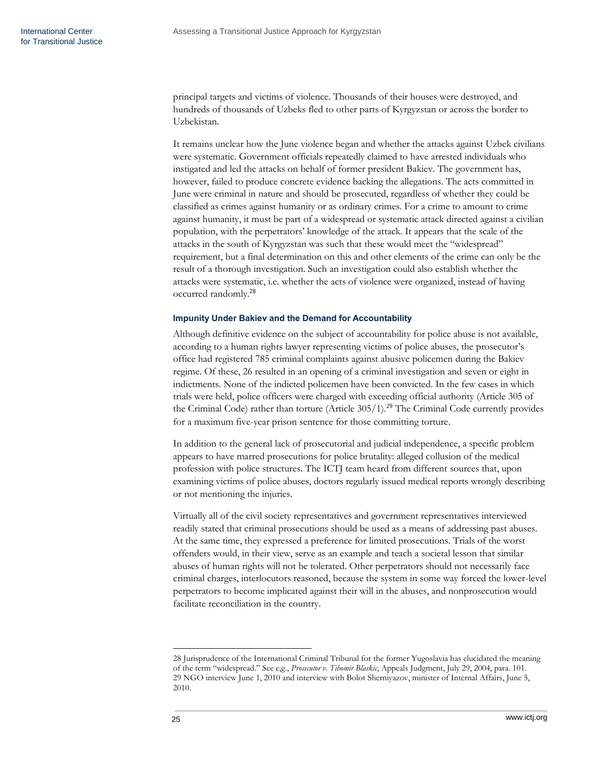principal targets and victims of violence. Thousands of their houses were destroyed, and hundreds of thousands of Uzbeks fled to other parts of Kyrgyzstan or across the border to Uzbekistan.

It remains unclear how the June violence began and whether the attacks against Uzbek civilians were systematic. Government officials repeatedly claimed to have arrested individuals who instigated and led the attacks on behalf of former president Bakiev. The government has, however, failed to produce concrete evidence backing the allegations. The acts committed in June were criminal in nature and should be prosecuted, regardless of whether they could be classified as crimes against humanity or as ordinary crimes. For a crime to amount to crime against humanity, it must be part of a widespread or systematic attack directed against a civilian population, with the perpetrators' knowledge of the attack. It appears that the scale of the attacks in the south of Kyrgyzstan was such that these would meet the "widespread" requirement, but a final determination on this and other elements of the crime can only be the result of a thorough investigation. Such an investigation could also establish whether the attacks were systematic, i.e. whether the acts of violence were organized, instead of having occurred randomly.[28]

### Impunity Under Bakiev and the Demand for Accountability

Although definitive evidence on the subject of accountability for police abuse is not available, according to a human rights lawyer representing victims of police abuses, the prosecutor's office had registered 785 criminal complaints against abusive policemen during the Bakiev regime. Of these, 26 resulted in an opening of a criminal investigation and seven or eight in indictments. None of the indicted policemen have been convicted. In the few cases in which trials were held, police officers were charged with exceeding official authority (Article 305 of the Criminal Code) rather than torture (Article 305/1).[29] The Criminal Code currently provides for a maximum five-year prison sentence for those committing torture.

In addition to the general lack of prosecutorial and judicial independence, a specific problem appears to have marred prosecutions for police brutality: alleged collusion of the medical profession with police structures. The ICTJ team heard from different sources that, upon examining victims of police abuses, doctors regularly issued medical reports wrongly describing or not mentioning the injuries.

Virtually all of the civil society representatives and government representatives interviewed readily stated that criminal prosecutions should be used as a means of addressing past abuses. At the same time, they expressed a preference for limited prosecutions. Trials of the worst offenders would, in their view, serve as an example and teach a societal lesson that similar abuses of human rights will not be tolerated. Other perpetrators should not necessarily face criminal charges, interlocutors reasoned, because the system in some way forced the lower-level perpetrators to become implicated against their will in the abuses, and nonprosecution would facilitate reconciliation in the country.

---

28 Jurisprudence of the International Criminal Tribunal for the former Yugoslavia has elucidated the meaning of the term "widespread." See e,g., *Prosecutor v. Tihomir Blaskic*, Appeals Judgment, July 29, 2004, para. 101.

29 NGO interview June 1, 2010 and interview with Bolot Sherniyazov, minister of Internal Affairs, June 5, 2010.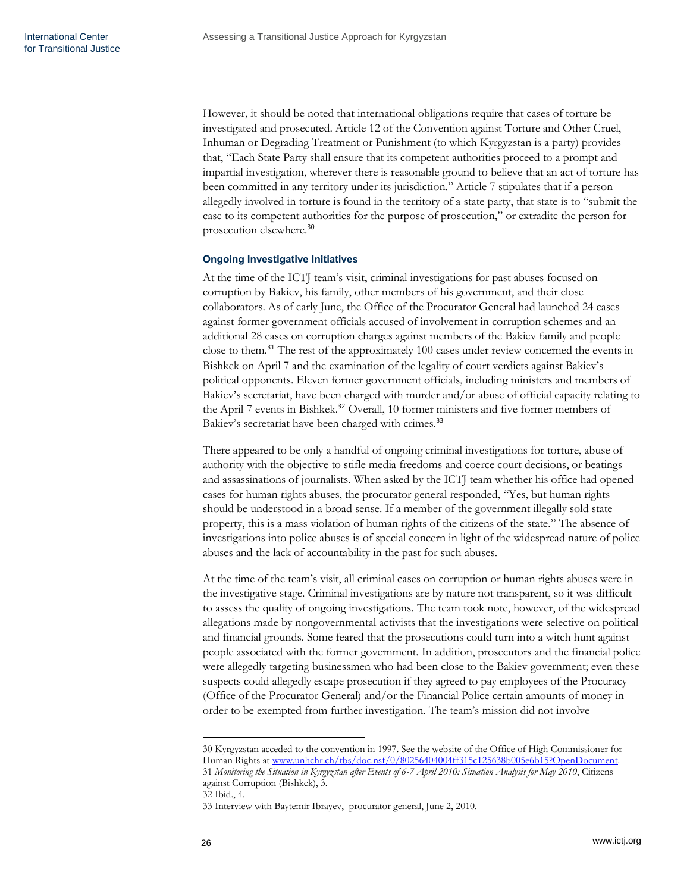However, it should be noted that international obligations require that cases of torture be investigated and prosecuted. Article 12 of the Convention against Torture and Other Cruel, Inhuman or Degrading Treatment or Punishment (to which Kyrgyzstan is a party) provides that, "Each State Party shall ensure that its competent authorities proceed to a prompt and impartial investigation, wherever there is reasonable ground to believe that an act of torture has been committed in any territory under its jurisdiction." Article 7 stipulates that if a person allegedly involved in torture is found in the territory of a state party, that state is to "submit the case to its competent authorities for the purpose of prosecution," or extradite the person for prosecution elsewhere.[30]

### Ongoing Investigative Initiatives

At the time of the ICTJ team's visit, criminal investigations for past abuses focused on corruption by Bakiev, his family, other members of his government, and their close collaborators. As of early June, the Office of the Procurator General had launched 24 cases against former government officials accused of involvement in corruption schemes and an additional 28 cases on corruption charges against members of the Bakiev family and people close to them.[31] The rest of the approximately 100 cases under review concerned the events in Bishkek on April 7 and the examination of the legality of court verdicts against Bakiev's political opponents. Eleven former government officials, including ministers and members of Bakiev's secretariat, have been charged with murder and/or abuse of official capacity relating to the April 7 events in Bishkek.[32] Overall, 10 former ministers and five former members of Bakiev's secretariat have been charged with crimes.[33]

There appeared to be only a handful of ongoing criminal investigations for torture, abuse of authority with the objective to stifle media freedoms and coerce court decisions, or beatings and assassinations of journalists. When asked by the ICTJ team whether his office had opened cases for human rights abuses, the procurator general responded, "Yes, but human rights should be understood in a broad sense. If a member of the government illegally sold state property, this is a mass violation of human rights of the citizens of the state." The absence of investigations into police abuses is of special concern in light of the widespread nature of police abuses and the lack of accountability in the past for such abuses.

At the time of the team's visit, all criminal cases on corruption or human rights abuses were in the investigative stage. Criminal investigations are by nature not transparent, so it was difficult to assess the quality of ongoing investigations. The team took note, however, of the widespread allegations made by nongovernmental activists that the investigations were selective on political and financial grounds. Some feared that the prosecutions could turn into a witch hunt against people associated with the former government. In addition, prosecutors and the financial police were allegedly targeting businessmen who had been close to the Bakiev government; even these suspects could allegedly escape prosecution if they agreed to pay employees of the Procuracy (Office of the Procurator General) and/or the Financial Police certain amounts of money in order to be exempted from further investigation. The team's mission did not involve

---

30 Kyrgyzstan acceded to the convention in 1997. See the website of the Office of High Commissioner for Human Rights at www.unhchr.ch/tbs/doc.nsf/0/80256404004ff315c125638b005e6b15?OpenDocument.

31 *Monitoring the Situation in Kyrgyzstan after Events of 6-7 April 2010: Situation Analysis for May 2010*, Citizens against Corruption (Bishkek), 3.

32 Ibid., 4.

33 Interview with Baytemir Ibrayev, procurator general, June 2, 2010.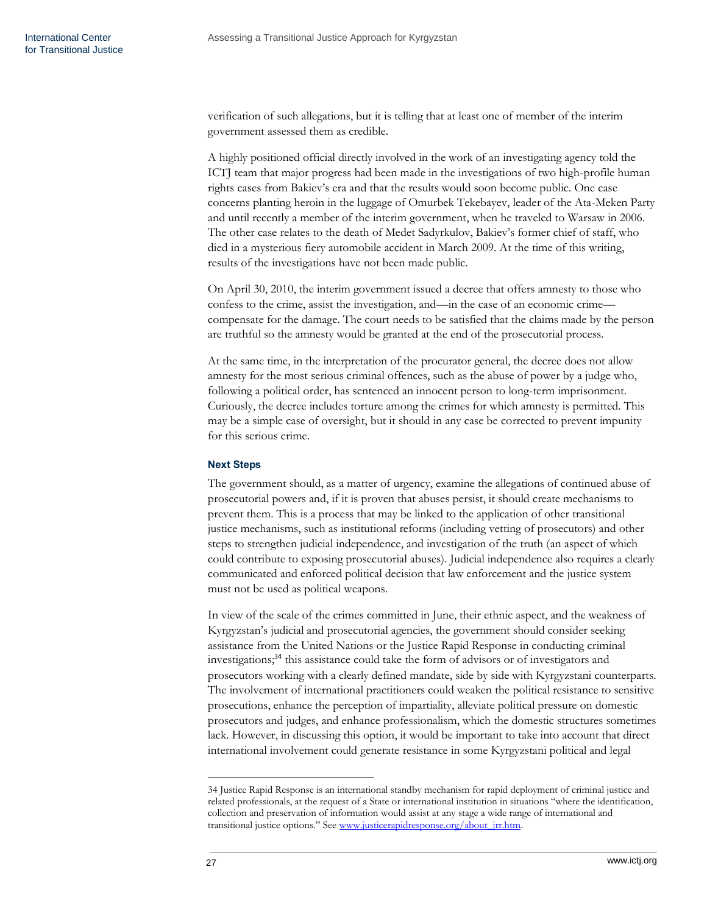verification of such allegations, but it is telling that at least one of member of the interim government assessed them as credible.

A highly positioned official directly involved in the work of an investigating agency told the ICTJ team that major progress had been made in the investigations of two high-profile human rights cases from Bakiev's era and that the results would soon become public. One case concerns planting heroin in the luggage of Omurbek Tekebayev, leader of the Ata-Meken Party and until recently a member of the interim government, when he traveled to Warsaw in 2006. The other case relates to the death of Medet Sadyrkulov, Bakiev's former chief of staff, who died in a mysterious fiery automobile accident in March 2009. At the time of this writing, results of the investigations have not been made public.

On April 30, 2010, the interim government issued a decree that offers amnesty to those who confess to the crime, assist the investigation, and—in the case of an economic crime—compensate for the damage. The court needs to be satisfied that the claims made by the person are truthful so the amnesty would be granted at the end of the prosecutorial process.

At the same time, in the interpretation of the procurator general, the decree does not allow amnesty for the most serious criminal offences, such as the abuse of power by a judge who, following a political order, has sentenced an innocent person to long-term imprisonment. Curiously, the decree includes torture among the crimes for which amnesty is permitted. This may be a simple case of oversight, but it should in any case be corrected to prevent impunity for this serious crime.

### Next Steps

The government should, as a matter of urgency, examine the allegations of continued abuse of prosecutorial powers and, if it is proven that abuses persist, it should create mechanisms to prevent them. This is a process that may be linked to the application of other transitional justice mechanisms, such as institutional reforms (including vetting of prosecutors) and other steps to strengthen judicial independence, and investigation of the truth (an aspect of which could contribute to exposing prosecutorial abuses). Judicial independence also requires a clearly communicated and enforced political decision that law enforcement and the justice system must not be used as political weapons.

In view of the scale of the crimes committed in June, their ethnic aspect, and the weakness of Kyrgyzstan's judicial and prosecutorial agencies, the government should consider seeking assistance from the United Nations or the Justice Rapid Response in conducting criminal investigations;[34] this assistance could take the form of advisors or of investigators and prosecutors working with a clearly defined mandate, side by side with Kyrgyzstani counterparts. The involvement of international practitioners could weaken the political resistance to sensitive prosecutions, enhance the perception of impartiality, alleviate political pressure on domestic prosecutors and judges, and enhance professionalism, which the domestic structures sometimes lack. However, in discussing this option, it would be important to take into account that direct international involvement could generate resistance in some Kyrgyzstani political and legal

---

34 Justice Rapid Response is an international standby mechanism for rapid deployment of criminal justice and related professionals, at the request of a State or international institution in situations "where the identification, collection and preservation of information would assist at any stage a wide range of international and transitional justice options." See www.justicerapidresponse.org/about_jrr.htm.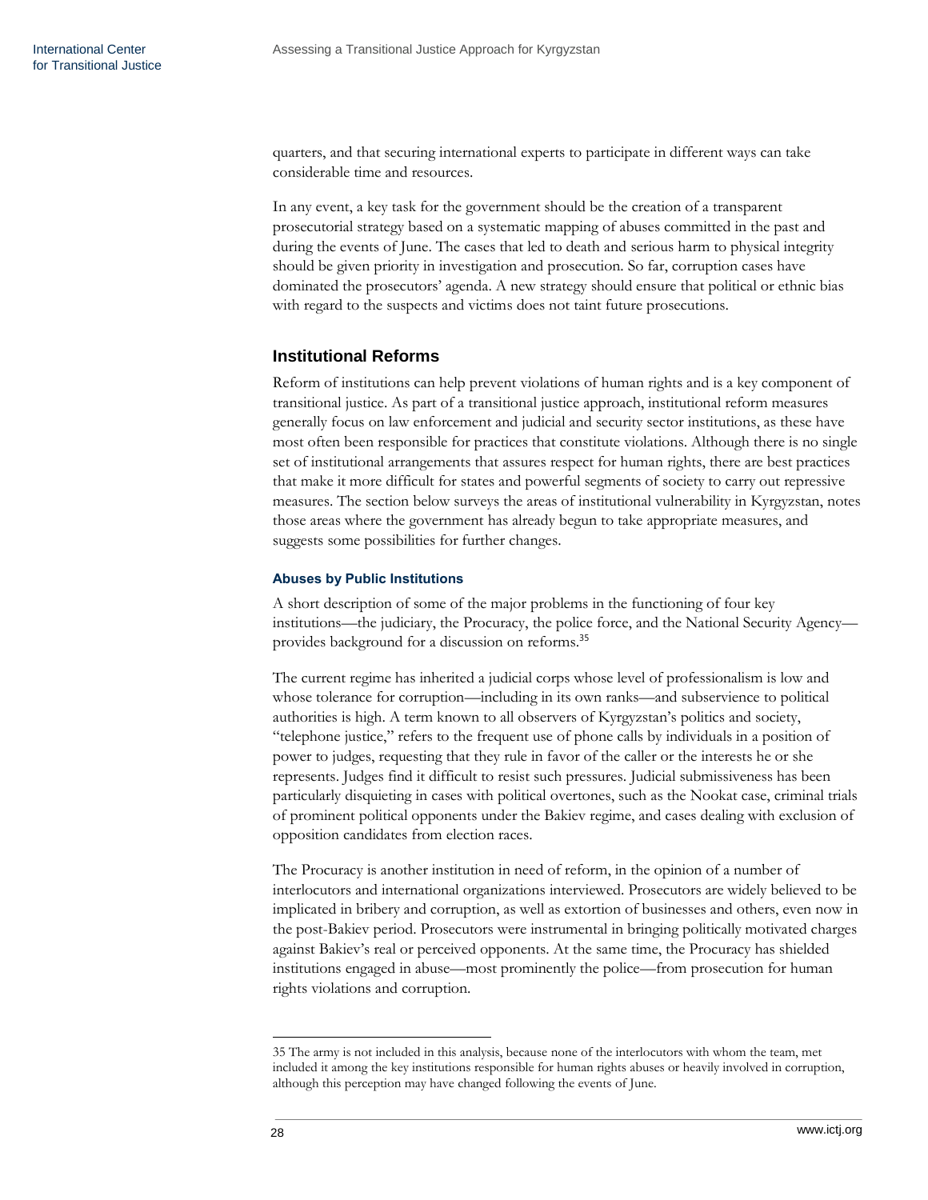quarters, and that securing international experts to participate in different ways can take considerable time and resources.

In any event, a key task for the government should be the creation of a transparent prosecutorial strategy based on a systematic mapping of abuses committed in the past and during the events of June. The cases that led to death and serious harm to physical integrity should be given priority in investigation and prosecution. So far, corruption cases have dominated the prosecutors' agenda. A new strategy should ensure that political or ethnic bias with regard to the suspects and victims does not taint future prosecutions.

## Institutional Reforms

Reform of institutions can help prevent violations of human rights and is a key component of transitional justice. As part of a transitional justice approach, institutional reform measures generally focus on law enforcement and judicial and security sector institutions, as these have most often been responsible for practices that constitute violations. Although there is no single set of institutional arrangements that assures respect for human rights, there are best practices that make it more difficult for states and powerful segments of society to carry out repressive measures. The section below surveys the areas of institutional vulnerability in Kyrgyzstan, notes those areas where the government has already begun to take appropriate measures, and suggests some possibilities for further changes.

### Abuses by Public Institutions

A short description of some of the major problems in the functioning of four key institutions—the judiciary, the Procuracy, the police force, and the National Security Agency—provides background for a discussion on reforms.[35]

The current regime has inherited a judicial corps whose level of professionalism is low and whose tolerance for corruption—including in its own ranks—and subservience to political authorities is high. A term known to all observers of Kyrgyzstan's politics and society, "telephone justice," refers to the frequent use of phone calls by individuals in a position of power to judges, requesting that they rule in favor of the caller or the interests he or she represents. Judges find it difficult to resist such pressures. Judicial submissiveness has been particularly disquieting in cases with political overtones, such as the Nookat case, criminal trials of prominent political opponents under the Bakiev regime, and cases dealing with exclusion of opposition candidates from election races.

The Procuracy is another institution in need of reform, in the opinion of a number of interlocutors and international organizations interviewed. Prosecutors are widely believed to be implicated in bribery and corruption, as well as extortion of businesses and others, even now in the post-Bakiev period. Prosecutors were instrumental in bringing politically motivated charges against Bakiev's real or perceived opponents. At the same time, the Procuracy has shielded institutions engaged in abuse—most prominently the police—from prosecution for human rights violations and corruption.

35 The army is not included in this analysis, because none of the interlocutors with whom the team, met included it among the key institutions responsible for human rights abuses or heavily involved in corruption, although this perception may have changed following the events of June.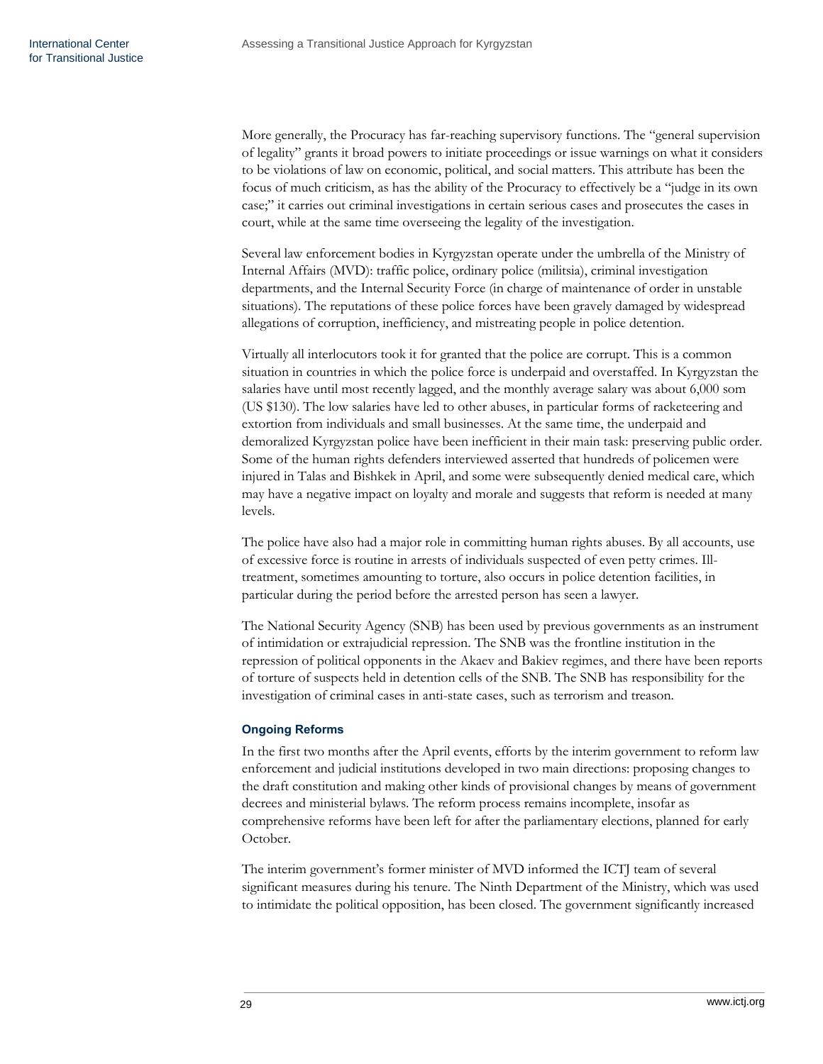More generally, the Procuracy has far-reaching supervisory functions. The "general supervision of legality" grants it broad powers to initiate proceedings or issue warnings on what it considers to be violations of law on economic, political, and social matters. This attribute has been the focus of much criticism, as has the ability of the Procuracy to effectively be a "judge in its own case;" it carries out criminal investigations in certain serious cases and prosecutes the cases in court, while at the same time overseeing the legality of the investigation.

Several law enforcement bodies in Kyrgyzstan operate under the umbrella of the Ministry of Internal Affairs (MVD): traffic police, ordinary police (militsia), criminal investigation departments, and the Internal Security Force (in charge of maintenance of order in unstable situations). The reputations of these police forces have been gravely damaged by widespread allegations of corruption, inefficiency, and mistreating people in police detention.

Virtually all interlocutors took it for granted that the police are corrupt. This is a common situation in countries in which the police force is underpaid and overstaffed. In Kyrgyzstan the salaries have until most recently lagged, and the monthly average salary was about 6,000 som (US $130). The low salaries have led to other abuses, in particular forms of racketeering and extortion from individuals and small businesses. At the same time, the underpaid and demoralized Kyrgyzstan police have been inefficient in their main task: preserving public order. Some of the human rights defenders interviewed asserted that hundreds of policemen were injured in Talas and Bishkek in April, and some were subsequently denied medical care, which may have a negative impact on loyalty and morale and suggests that reform is needed at many levels.

The police have also had a major role in committing human rights abuses. By all accounts, use of excessive force is routine in arrests of individuals suspected of even petty crimes. Ill-treatment, sometimes amounting to torture, also occurs in police detention facilities, in particular during the period before the arrested person has seen a lawyer.

The National Security Agency (SNB) has been used by previous governments as an instrument of intimidation or extrajudicial repression. The SNB was the frontline institution in the repression of political opponents in the Akaev and Bakiev regimes, and there have been reports of torture of suspects held in detention cells of the SNB. The SNB has responsibility for the investigation of criminal cases in anti-state cases, such as terrorism and treason.

#### Ongoing Reforms

In the first two months after the April events, efforts by the interim government to reform law enforcement and judicial institutions developed in two main directions: proposing changes to the draft constitution and making other kinds of provisional changes by means of government decrees and ministerial bylaws. The reform process remains incomplete, insofar as comprehensive reforms have been left for after the parliamentary elections, planned for early October.

The interim government's former minister of MVD informed the ICTJ team of several significant measures during his tenure. The Ninth Department of the Ministry, which was used to intimidate the political opposition, has been closed. The government significantly increased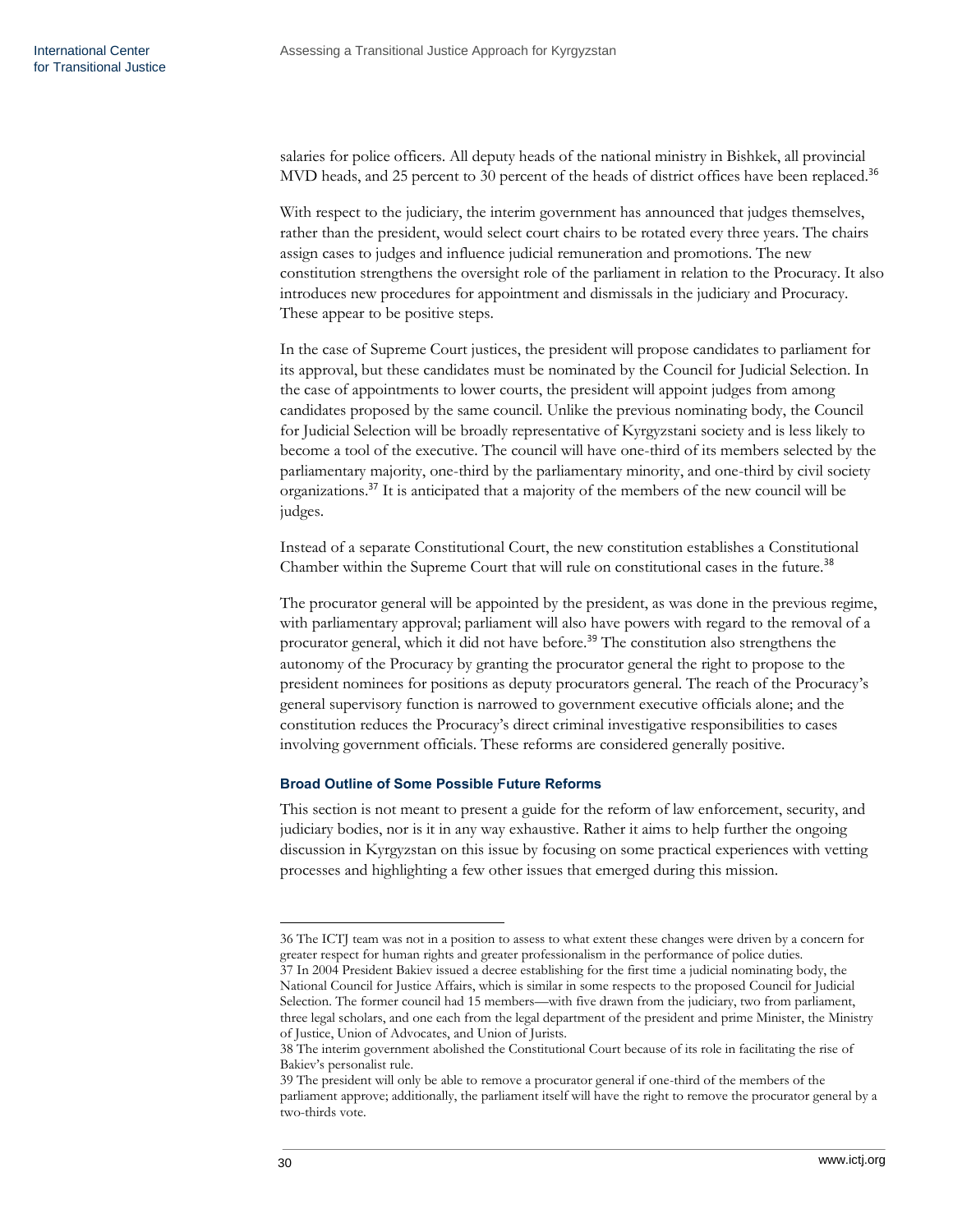salaries for police officers. All deputy heads of the national ministry in Bishkek, all provincial MVD heads, and 25 percent to 30 percent of the heads of district offices have been replaced.[36]

With respect to the judiciary, the interim government has announced that judges themselves, rather than the president, would select court chairs to be rotated every three years. The chairs assign cases to judges and influence judicial remuneration and promotions. The new constitution strengthens the oversight role of the parliament in relation to the Procuracy. It also introduces new procedures for appointment and dismissals in the judiciary and Procuracy. These appear to be positive steps.

In the case of Supreme Court justices, the president will propose candidates to parliament for its approval, but these candidates must be nominated by the Council for Judicial Selection. In the case of appointments to lower courts, the president will appoint judges from among candidates proposed by the same council. Unlike the previous nominating body, the Council for Judicial Selection will be broadly representative of Kyrgyzstani society and is less likely to become a tool of the executive. The council will have one-third of its members selected by the parliamentary majority, one-third by the parliamentary minority, and one-third by civil society organizations.[37] It is anticipated that a majority of the members of the new council will be judges.

Instead of a separate Constitutional Court, the new constitution establishes a Constitutional Chamber within the Supreme Court that will rule on constitutional cases in the future.[38]

The procurator general will be appointed by the president, as was done in the previous regime, with parliamentary approval; parliament will also have powers with regard to the removal of a procurator general, which it did not have before.[39] The constitution also strengthens the autonomy of the Procuracy by granting the procurator general the right to propose to the president nominees for positions as deputy procurators general. The reach of the Procuracy's general supervisory function is narrowed to government executive officials alone; and the constitution reduces the Procuracy's direct criminal investigative responsibilities to cases involving government officials. These reforms are considered generally positive.

#### Broad Outline of Some Possible Future Reforms

This section is not meant to present a guide for the reform of law enforcement, security, and judiciary bodies, nor is it in any way exhaustive. Rather it aims to help further the ongoing discussion in Kyrgyzstan on this issue by focusing on some practical experiences with vetting processes and highlighting a few other issues that emerged during this mission.

---

36 The ICTJ team was not in a position to assess to what extent these changes were driven by a concern for greater respect for human rights and greater professionalism in the performance of police duties.

37 In 2004 President Bakiev issued a decree establishing for the first time a judicial nominating body, the National Council for Justice Affairs, which is similar in some respects to the proposed Council for Judicial Selection. The former council had 15 members—with five drawn from the judiciary, two from parliament, three legal scholars, and one each from the legal department of the president and prime Minister, the Ministry of Justice, Union of Advocates, and Union of Jurists.

38 The interim government abolished the Constitutional Court because of its role in facilitating the rise of Bakiev's personalist rule.

39 The president will only be able to remove a procurator general if one-third of the members of the parliament approve; additionally, the parliament itself will have the right to remove the procurator general by a two-thirds vote.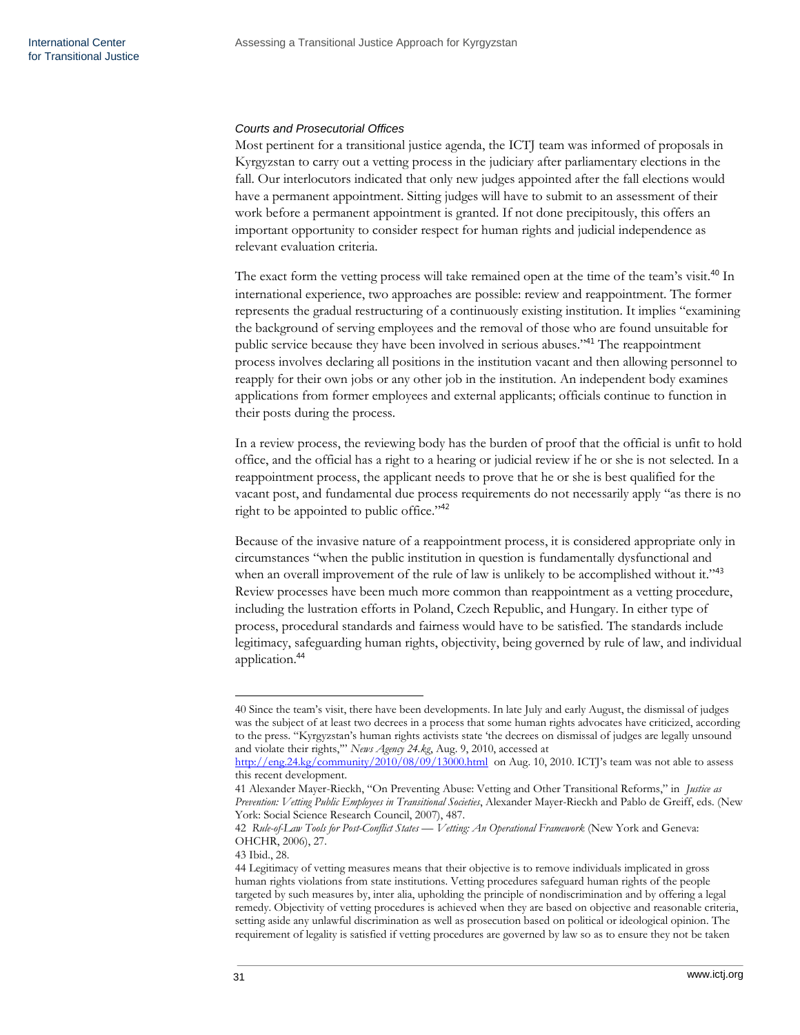### *Courts and Prosecutorial Offices*

Most pertinent for a transitional justice agenda, the ICTJ team was informed of proposals in Kyrgyzstan to carry out a vetting process in the judiciary after parliamentary elections in the fall. Our interlocutors indicated that only new judges appointed after the fall elections would have a permanent appointment. Sitting judges will have to submit to an assessment of their work before a permanent appointment is granted. If not done precipitously, this offers an important opportunity to consider respect for human rights and judicial independence as relevant evaluation criteria.

The exact form the vetting process will take remained open at the time of the team's visit.[40] In international experience, two approaches are possible: review and reappointment. The former represents the gradual restructuring of a continuously existing institution. It implies "examining the background of serving employees and the removal of those who are found unsuitable for public service because they have been involved in serious abuses."[41] The reappointment process involves declaring all positions in the institution vacant and then allowing personnel to reapply for their own jobs or any other job in the institution. An independent body examines applications from former employees and external applicants; officials continue to function in their posts during the process.

In a review process, the reviewing body has the burden of proof that the official is unfit to hold office, and the official has a right to a hearing or judicial review if he or she is not selected. In a reappointment process, the applicant needs to prove that he or she is best qualified for the vacant post, and fundamental due process requirements do not necessarily apply "as there is no right to be appointed to public office."[42]

Because of the invasive nature of a reappointment process, it is considered appropriate only in circumstances "when the public institution in question is fundamentally dysfunctional and when an overall improvement of the rule of law is unlikely to be accomplished without it."[43] Review processes have been much more common than reappointment as a vetting procedure, including the lustration efforts in Poland, Czech Republic, and Hungary. In either type of process, procedural standards and fairness would have to be satisfied. The standards include legitimacy, safeguarding human rights, objectivity, being governed by rule of law, and individual application.[44]

---

40 Since the team's visit, there have been developments. In late July and early August, the dismissal of judges was the subject of at least two decrees in a process that some human rights advocates have criticized, according to the press. "Kyrgyzstan's human rights activists state 'the decrees on dismissal of judges are legally unsound and violate their rights,'" *News Agency 24.kg*, Aug. 9, 2010, accessed at http://eng.24.kg/community/2010/08/09/13000.html on Aug. 10, 2010. ICTJ's team was not able to assess this recent development.

41 Alexander Mayer-Rieckh, "On Preventing Abuse: Vetting and Other Transitional Reforms," in *Justice as Prevention: Vetting Public Employees in Transitional Societies*, Alexander Mayer-Rieckh and Pablo de Greiff, eds. (New York: Social Science Research Council, 2007), 487.

42 *Rule-of-Law Tools for Post-Conflict States — Vetting: An Operational Framework* (New York and Geneva: OHCHR, 2006), 27.

43 Ibid., 28.

44 Legitimacy of vetting measures means that their objective is to remove individuals implicated in gross human rights violations from state institutions. Vetting procedures safeguard human rights of the people targeted by such measures by, inter alia, upholding the principle of nondiscrimination and by offering a legal remedy. Objectivity of vetting procedures is achieved when they are based on objective and reasonable criteria, setting aside any unlawful discrimination as well as prosecution based on political or ideological opinion. The requirement of legality is satisfied if vetting procedures are governed by law so as to ensure they not be taken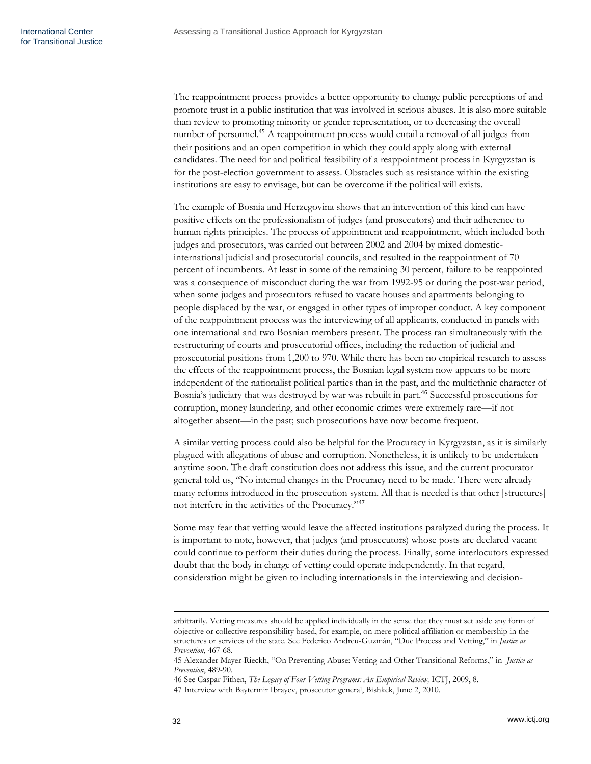The reappointment process provides a better opportunity to change public perceptions of and promote trust in a public institution that was involved in serious abuses. It is also more suitable than review to promoting minority or gender representation, or to decreasing the overall number of personnel.[45] A reappointment process would entail a removal of all judges from their positions and an open competition in which they could apply along with external candidates. The need for and political feasibility of a reappointment process in Kyrgyzstan is for the post-election government to assess. Obstacles such as resistance within the existing institutions are easy to envisage, but can be overcome if the political will exists.

The example of Bosnia and Herzegovina shows that an intervention of this kind can have positive effects on the professionalism of judges (and prosecutors) and their adherence to human rights principles. The process of appointment and reappointment, which included both judges and prosecutors, was carried out between 2002 and 2004 by mixed domestic-international judicial and prosecutorial councils, and resulted in the reappointment of 70 percent of incumbents. At least in some of the remaining 30 percent, failure to be reappointed was a consequence of misconduct during the war from 1992-95 or during the post-war period, when some judges and prosecutors refused to vacate houses and apartments belonging to people displaced by the war, or engaged in other types of improper conduct. A key component of the reappointment process was the interviewing of all applicants, conducted in panels with one international and two Bosnian members present. The process ran simultaneously with the restructuring of courts and prosecutorial offices, including the reduction of judicial and prosecutorial positions from 1,200 to 970. While there has been no empirical research to assess the effects of the reappointment process, the Bosnian legal system now appears to be more independent of the nationalist political parties than in the past, and the multiethnic character of Bosnia's judiciary that was destroyed by war was rebuilt in part.[46] Successful prosecutions for corruption, money laundering, and other economic crimes were extremely rare—if not altogether absent—in the past; such prosecutions have now become frequent.

A similar vetting process could also be helpful for the Procuracy in Kyrgyzstan, as it is similarly plagued with allegations of abuse and corruption. Nonetheless, it is unlikely to be undertaken anytime soon. The draft constitution does not address this issue, and the current procurator general told us, "No internal changes in the Procuracy need to be made. There were already many reforms introduced in the prosecution system. All that is needed is that other [structures] not interfere in the activities of the Procuracy."[47]

Some may fear that vetting would leave the affected institutions paralyzed during the process. It is important to note, however, that judges (and prosecutors) whose posts are declared vacant could continue to perform their duties during the process. Finally, some interlocutors expressed doubt that the body in charge of vetting could operate independently. In that regard, consideration might be given to including internationals in the interviewing and decision-

---

arbitrarily. Vetting measures should be applied individually in the sense that they must set aside any form of objective or collective responsibility based, for example, on mere political affiliation or membership in the structures or services of the state. See Federico Andreu-Guzmán, "Due Process and Vetting," in *Justice as Prevention,* 467-68.

45 Alexander Mayer-Rieckh, "On Preventing Abuse: Vetting and Other Transitional Reforms," in *Justice as Prevention*, 489-90.

46 See Caspar Fithen, *The Legacy of Four Vetting Programs: An Empirical Review,* ICTJ, 2009, 8.

47 Interview with Baytermir Ibrayev, prosecutor general, Bishkek, June 2, 2010.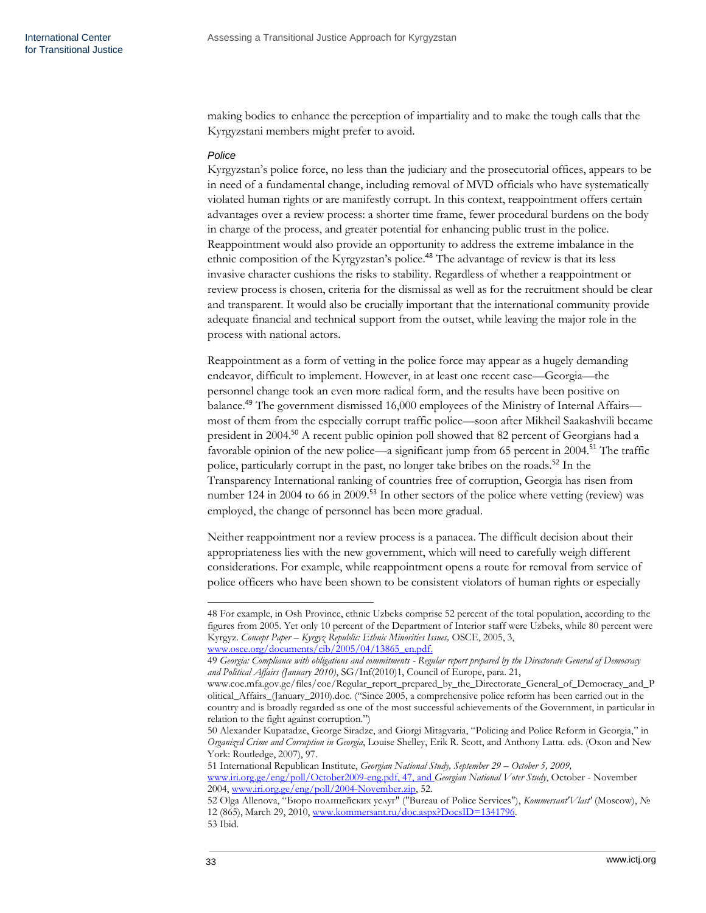making bodies to enhance the perception of impartiality and to make the tough calls that the Kyrgyzstani members might prefer to avoid.

*Police*

Kyrgyzstan's police force, no less than the judiciary and the prosecutorial offices, appears to be in need of a fundamental change, including removal of MVD officials who have systematically violated human rights or are manifestly corrupt. In this context, reappointment offers certain advantages over a review process: a shorter time frame, fewer procedural burdens on the body in charge of the process, and greater potential for enhancing public trust in the police. Reappointment would also provide an opportunity to address the extreme imbalance in the ethnic composition of the Kyrgyzstan's police.[48] The advantage of review is that its less invasive character cushions the risks to stability. Regardless of whether a reappointment or review process is chosen, criteria for the dismissal as well as for the recruitment should be clear and transparent. It would also be crucially important that the international community provide adequate financial and technical support from the outset, while leaving the major role in the process with national actors.

Reappointment as a form of vetting in the police force may appear as a hugely demanding endeavor, difficult to implement. However, in at least one recent case—Georgia—the personnel change took an even more radical form, and the results have been positive on balance.[49] The government dismissed 16,000 employees of the Ministry of Internal Affairs—most of them from the especially corrupt traffic police—soon after Mikheil Saakashvili became president in 2004.[50] A recent public opinion poll showed that 82 percent of Georgians had a favorable opinion of the new police—a significant jump from 65 percent in 2004.[51] The traffic police, particularly corrupt in the past, no longer take bribes on the roads.[52] In the Transparency International ranking of countries free of corruption, Georgia has risen from number 124 in 2004 to 66 in 2009.[53] In other sectors of the police where vetting (review) was employed, the change of personnel has been more gradual.

Neither reappointment nor a review process is a panacea. The difficult decision about their appropriateness lies with the new government, which will need to carefully weigh different considerations. For example, while reappointment opens a route for removal from service of police officers who have been shown to be consistent violators of human rights or especially

---

48 For example, in Osh Province, ethnic Uzbeks comprise 52 percent of the total population, according to the figures from 2005. Yet only 10 percent of the Department of Interior staff were Uzbeks, while 80 percent were Kyrgyz. *Concept Paper – Kyrgyz Republic: Ethnic Minorities Issues,* OSCE, 2005, 3, www.osce.org/documents/cib/2005/04/13865_en.pdf.

49 *Georgia: Compliance with obligations and commitments - Regular report prepared by the Directorate General of Democracy and Political Affairs (January 2010)*, SG/Inf(2010)1, Council of Europe, para. 21, www.coe.mfa.gov.ge/files/coe/Regular_report_prepared_by_the_Directorate_General_of_Democracy_and_Political_Affairs_(January_2010).doc. ("Since 2005, a comprehensive police reform has been carried out in the country and is broadly regarded as one of the most successful achievements of the Government, in particular in relation to the fight against corruption.")

50 Alexander Kupatadze, George Siradze, and Giorgi Mitagvaria, "Policing and Police Reform in Georgia," in *Organized Crime and Corruption in Georgia*, Louise Shelley, Erik R. Scott, and Anthony Latta. eds. (Oxon and New York: Routledge, 2007), 97.

51 International Republican Institute, *Georgian National Study, September 29 – October 5, 2009,* www.iri.org.ge/eng/poll/October2009-eng.pdf, 47, and *Georgian National Voter Study*, October - November 2004, www.iri.org.ge/eng/poll/2004-November.zip, 52.

52 Olga Allenova, "Бюро полицейских услуг" ("Bureau of Police Services"), *Kommersant'Vlast'* (Moscow), № 12 (865), March 29, 2010, www.kommersant.ru/doc.aspx?DocsID=1341796.

53 Ibid.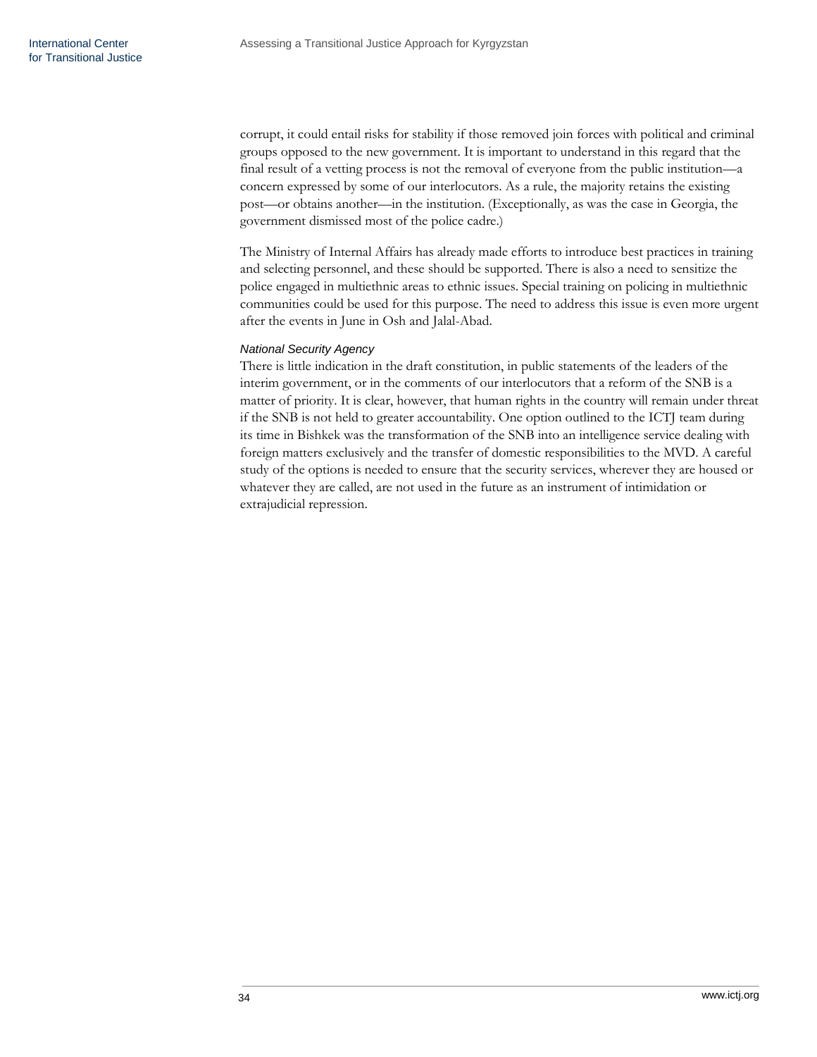corrupt, it could entail risks for stability if those removed join forces with political and criminal groups opposed to the new government. It is important to understand in this regard that the final result of a vetting process is not the removal of everyone from the public institution—a concern expressed by some of our interlocutors. As a rule, the majority retains the existing post—or obtains another—in the institution. (Exceptionally, as was the case in Georgia, the government dismissed most of the police cadre.)

The Ministry of Internal Affairs has already made efforts to introduce best practices in training and selecting personnel, and these should be supported. There is also a need to sensitize the police engaged in multiethnic areas to ethnic issues. Special training on policing in multiethnic communities could be used for this purpose. The need to address this issue is even more urgent after the events in June in Osh and Jalal-Abad.

#### *National Security Agency*

There is little indication in the draft constitution, in public statements of the leaders of the interim government, or in the comments of our interlocutors that a reform of the SNB is a matter of priority. It is clear, however, that human rights in the country will remain under threat if the SNB is not held to greater accountability. One option outlined to the ICTJ team during its time in Bishkek was the transformation of the SNB into an intelligence service dealing with foreign matters exclusively and the transfer of domestic responsibilities to the MVD. A careful study of the options is needed to ensure that the security services, wherever they are housed or whatever they are called, are not used in the future as an instrument of intimidation or extrajudicial repression.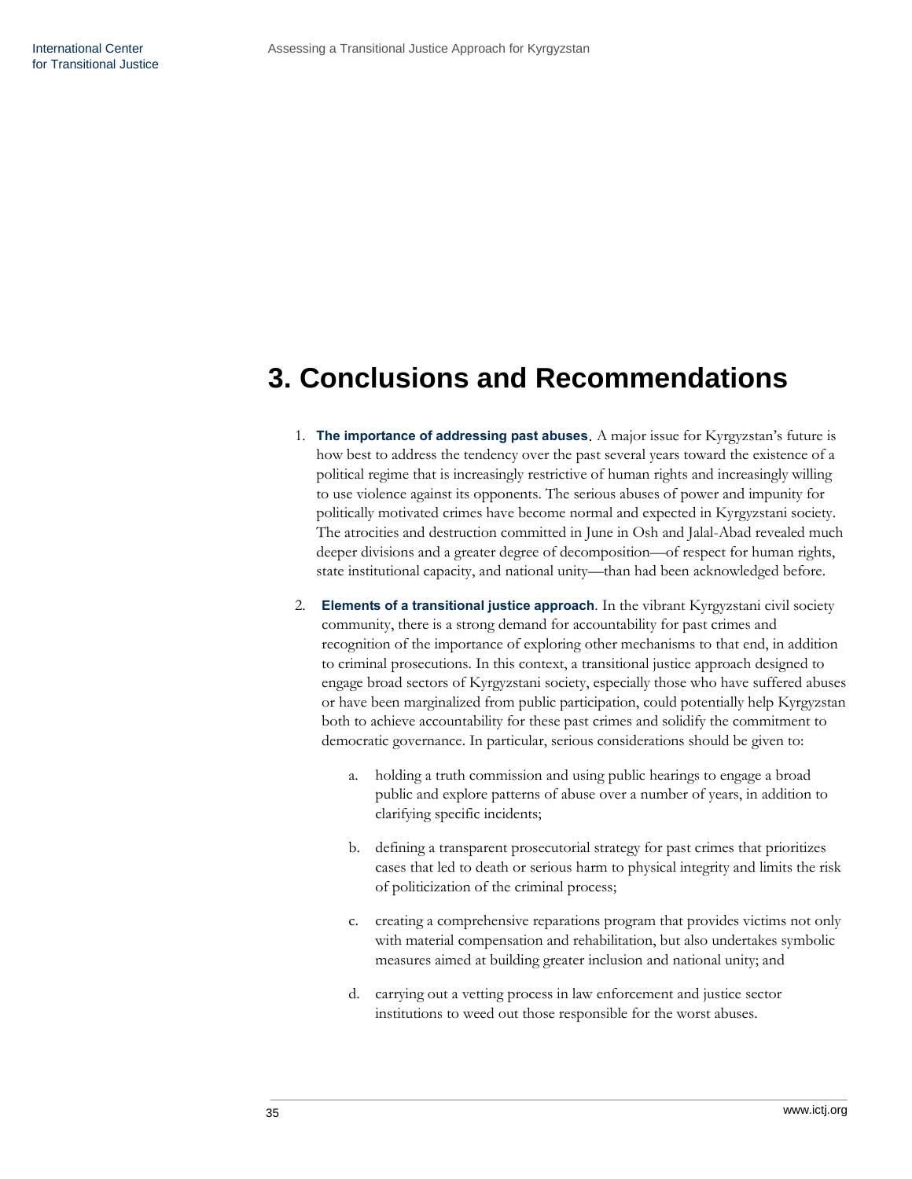# 3. Conclusions and Recommendations

1. **The importance of addressing past abuses**. A major issue for Kyrgyzstan's future is how best to address the tendency over the past several years toward the existence of a political regime that is increasingly restrictive of human rights and increasingly willing to use violence against its opponents. The serious abuses of power and impunity for politically motivated crimes have become normal and expected in Kyrgyzstani society. The atrocities and destruction committed in June in Osh and Jalal-Abad revealed much deeper divisions and a greater degree of decomposition—of respect for human rights, state institutional capacity, and national unity—than had been acknowledged before.

2. **Elements of a transitional justice approach**. In the vibrant Kyrgyzstani civil society community, there is a strong demand for accountability for past crimes and recognition of the importance of exploring other mechanisms to that end, in addition to criminal prosecutions. In this context, a transitional justice approach designed to engage broad sectors of Kyrgyzstani society, especially those who have suffered abuses or have been marginalized from public participation, could potentially help Kyrgyzstan both to achieve accountability for these past crimes and solidify the commitment to democratic governance. In particular, serious considerations should be given to:

   a. holding a truth commission and using public hearings to engage a broad public and explore patterns of abuse over a number of years, in addition to clarifying specific incidents;

   b. defining a transparent prosecutorial strategy for past crimes that prioritizes cases that led to death or serious harm to physical integrity and limits the risk of politicization of the criminal process;

   c. creating a comprehensive reparations program that provides victims not only with material compensation and rehabilitation, but also undertakes symbolic measures aimed at building greater inclusion and national unity; and

   d. carrying out a vetting process in law enforcement and justice sector institutions to weed out those responsible for the worst abuses.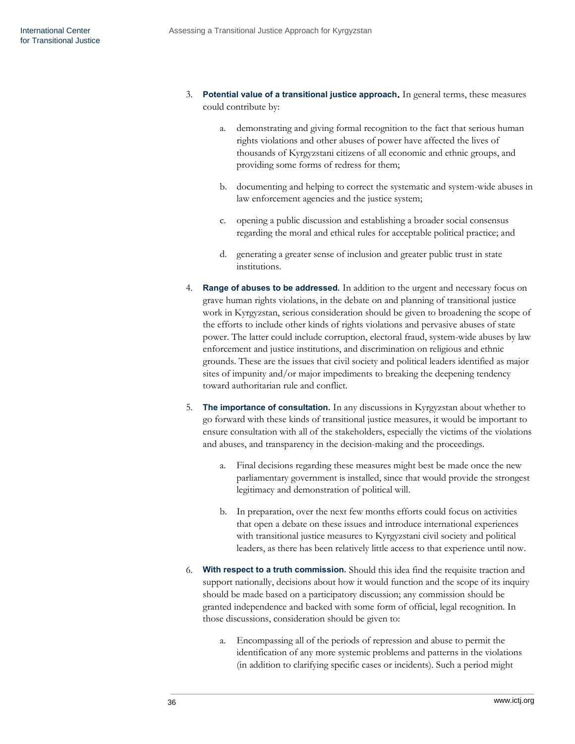3. **Potential value of a transitional justice approach.** In general terms, these measures could contribute by:

    a. demonstrating and giving formal recognition to the fact that serious human rights violations and other abuses of power have affected the lives of thousands of Kyrgyzstani citizens of all economic and ethnic groups, and providing some forms of redress for them;

    b. documenting and helping to correct the systematic and system-wide abuses in law enforcement agencies and the justice system;

    c. opening a public discussion and establishing a broader social consensus regarding the moral and ethical rules for acceptable political practice; and

    d. generating a greater sense of inclusion and greater public trust in state institutions.

4. **Range of abuses to be addressed.** In addition to the urgent and necessary focus on grave human rights violations, in the debate on and planning of transitional justice work in Kyrgyzstan, serious consideration should be given to broadening the scope of the efforts to include other kinds of rights violations and pervasive abuses of state power. The latter could include corruption, electoral fraud, system-wide abuses by law enforcement and justice institutions, and discrimination on religious and ethnic grounds. These are the issues that civil society and political leaders identified as major sites of impunity and/or major impediments to breaking the deepening tendency toward authoritarian rule and conflict.

5. **The importance of consultation.** In any discussions in Kyrgyzstan about whether to go forward with these kinds of transitional justice measures, it would be important to ensure consultation with all of the stakeholders, especially the victims of the violations and abuses, and transparency in the decision-making and the proceedings.

    a. Final decisions regarding these measures might best be made once the new parliamentary government is installed, since that would provide the strongest legitimacy and demonstration of political will.

    b. In preparation, over the next few months efforts could focus on activities that open a debate on these issues and introduce international experiences with transitional justice measures to Kyrgyzstani civil society and political leaders, as there has been relatively little access to that experience until now.

6. **With respect to a truth commission.** Should this idea find the requisite traction and support nationally, decisions about how it would function and the scope of its inquiry should be made based on a participatory discussion; any commission should be granted independence and backed with some form of official, legal recognition. In those discussions, consideration should be given to:

    a. Encompassing all of the periods of repression and abuse to permit the identification of any more systemic problems and patterns in the violations (in addition to clarifying specific cases or incidents). Such a period might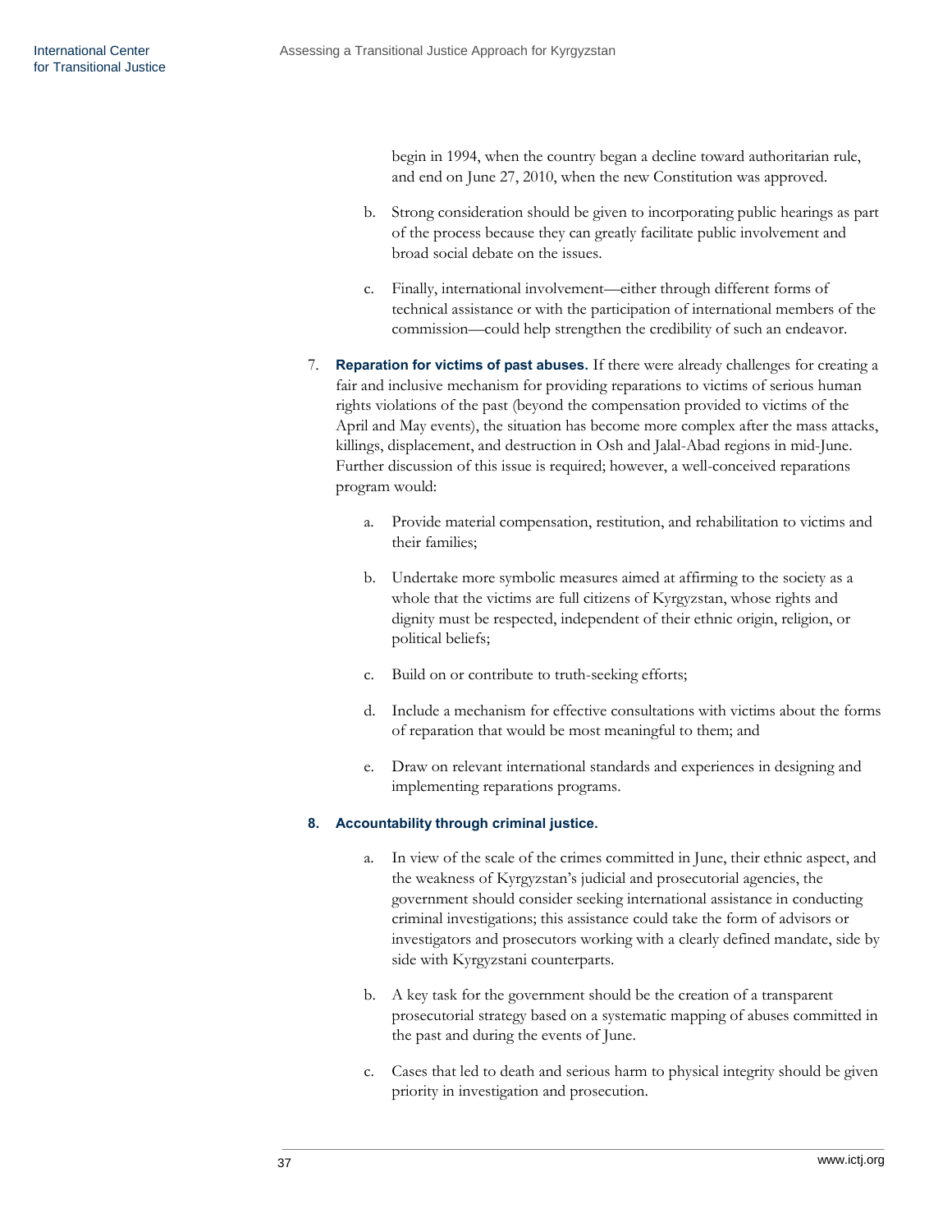begin in 1994, when the country began a decline toward authoritarian rule, and end on June 27, 2010, when the new Constitution was approved.

   b. Strong consideration should be given to incorporating public hearings as part of the process because they can greatly facilitate public involvement and broad social debate on the issues.

   c. Finally, international involvement—either through different forms of technical assistance or with the participation of international members of the commission—could help strengthen the credibility of such an endeavor.

7. **Reparation for victims of past abuses.** If there were already challenges for creating a fair and inclusive mechanism for providing reparations to victims of serious human rights violations of the past (beyond the compensation provided to victims of the April and May events), the situation has become more complex after the mass attacks, killings, displacement, and destruction in Osh and Jalal-Abad regions in mid-June. Further discussion of this issue is required; however, a well-conceived reparations program would:

   a. Provide material compensation, restitution, and rehabilitation to victims and their families;

   b. Undertake more symbolic measures aimed at affirming to the society as a whole that the victims are full citizens of Kyrgyzstan, whose rights and dignity must be respected, independent of their ethnic origin, religion, or political beliefs;

   c. Build on or contribute to truth-seeking efforts;

   d. Include a mechanism for effective consultations with victims about the forms of reparation that would be most meaningful to them; and

   e. Draw on relevant international standards and experiences in designing and implementing reparations programs.

8. **Accountability through criminal justice.**

   a. In view of the scale of the crimes committed in June, their ethnic aspect, and the weakness of Kyrgyzstan's judicial and prosecutorial agencies, the government should consider seeking international assistance in conducting criminal investigations; this assistance could take the form of advisors or investigators and prosecutors working with a clearly defined mandate, side by side with Kyrgyzstani counterparts.

   b. A key task for the government should be the creation of a transparent prosecutorial strategy based on a systematic mapping of abuses committed in the past and during the events of June.

   c. Cases that led to death and serious harm to physical integrity should be given priority in investigation and prosecution.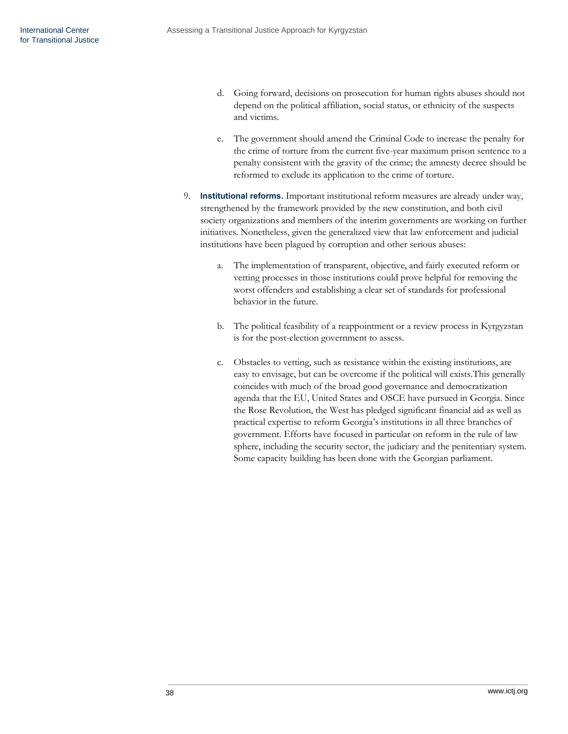d. Going forward, decisions on prosecution for human rights abuses should not depend on the political affiliation, social status, or ethnicity of the suspects and victims.

   e. The government should amend the Criminal Code to increase the penalty for the crime of torture from the current five-year maximum prison sentence to a penalty consistent with the gravity of the crime; the amnesty decree should be reformed to exclude its application to the crime of torture.

9. **Institutional reforms.** Important institutional reform measures are already under way, strengthened by the framework provided by the new constitution, and both civil society organizations and members of the interim governments are working on further initiatives. Nonetheless, given the generalized view that law enforcement and judicial institutions have been plagued by corruption and other serious abuses:

   a. The implementation of transparent, objective, and fairly executed reform or vetting processes in those institutions could prove helpful for removing the worst offenders and establishing a clear set of standards for professional behavior in the future.

   b. The political feasibility of a reappointment or a review process in Kyrgyzstan is for the post-election government to assess.

   c. Obstacles to vetting, such as resistance within the existing institutions, are easy to envisage, but can be overcome if the political will exists.This generally coincides with much of the broad good governance and democratization agenda that the EU, United States and OSCE have pursued in Georgia. Since the Rose Revolution, the West has pledged significant financial aid as well as practical expertise to reform Georgia's institutions in all three branches of government. Efforts have focused in particular on reform in the rule of law sphere, including the security sector, the judiciary and the penitentiary system. Some capacity building has been done with the Georgian parliament.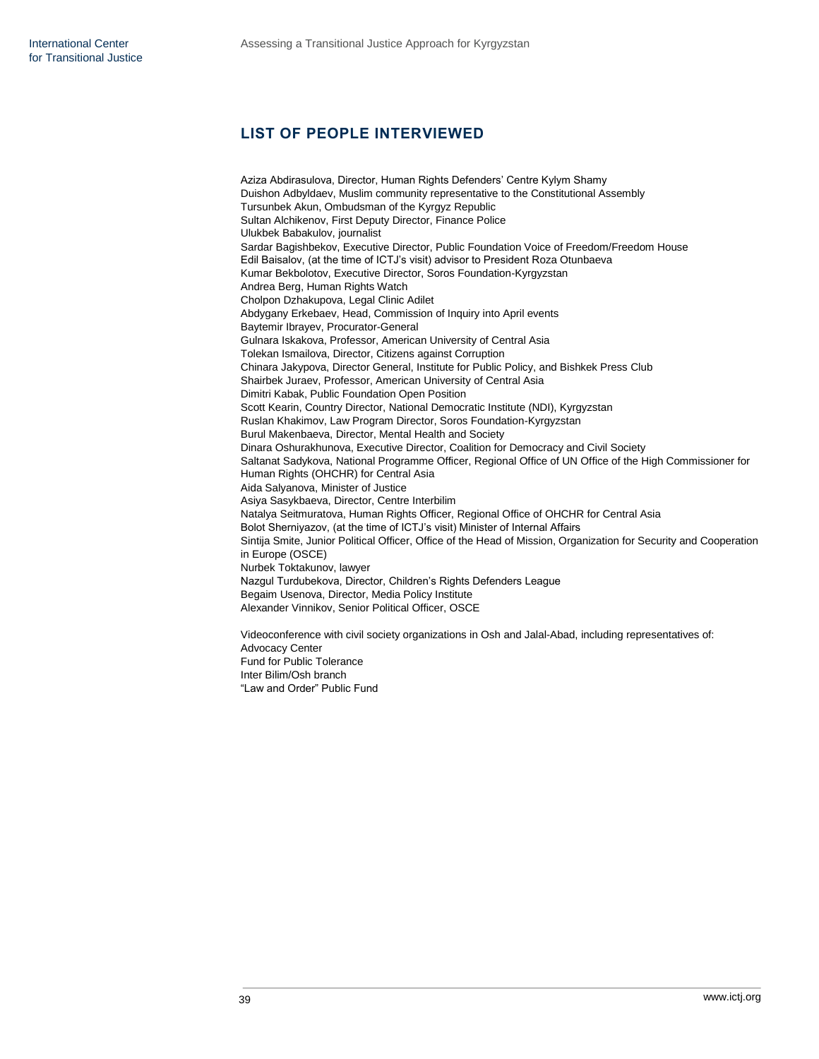## LIST OF PEOPLE INTERVIEWED

Aziza Abdirasulova, Director, Human Rights Defenders' Centre Kylym Shamy
Duishon Adbyldaev, Muslim community representative to the Constitutional Assembly
Tursunbek Akun, Ombudsman of the Kyrgyz Republic
Sultan Alchikenov, First Deputy Director, Finance Police
Ulukbek Babakulov, journalist
Sardar Bagishbekov, Executive Director, Public Foundation Voice of Freedom/Freedom House
Edil Baisalov, (at the time of ICTJ's visit) advisor to President Roza Otunbaeva
Kumar Bekbolotov, Executive Director, Soros Foundation-Kyrgyzstan
Andrea Berg, Human Rights Watch
Cholpon Dzhakupova, Legal Clinic Adilet
Abdygany Erkebaev, Head, Commission of Inquiry into April events
Baytemir Ibrayev, Procurator-General
Gulnara Iskakova, Professor, American University of Central Asia
Tolekan Ismailova, Director, Citizens against Corruption
Chinara Jakypova, Director General, Institute for Public Policy, and Bishkek Press Club
Shairbek Juraev, Professor, American University of Central Asia
Dimitri Kabak, Public Foundation Open Position
Scott Kearin, Country Director, National Democratic Institute (NDI), Kyrgyzstan
Ruslan Khakimov, Law Program Director, Soros Foundation-Kyrgyzstan
Burul Makenbaeva, Director, Mental Health and Society
Dinara Oshurakhunova, Executive Director, Coalition for Democracy and Civil Society
Saltanat Sadykova, National Programme Officer, Regional Office of UN Office of the High Commissioner for Human Rights (OHCHR) for Central Asia
Aida Salyanova, Minister of Justice
Asiya Sasykbaeva, Director, Centre Interbilim
Natalya Seitmuratova, Human Rights Officer, Regional Office of OHCHR for Central Asia
Bolot Sherniyazov, (at the time of ICTJ's visit) Minister of Internal Affairs
Sintija Smite, Junior Political Officer, Office of the Head of Mission, Organization for Security and Cooperation in Europe (OSCE)
Nurbek Toktakunov, lawyer
Nazgul Turdubekova, Director, Children's Rights Defenders League
Begaim Usenova, Director, Media Policy Institute
Alexander Vinnikov, Senior Political Officer, OSCE

Videoconference with civil society organizations in Osh and Jalal-Abad, including representatives of:
Advocacy Center
Fund for Public Tolerance
Inter Bilim/Osh branch
"Law and Order" Public Fund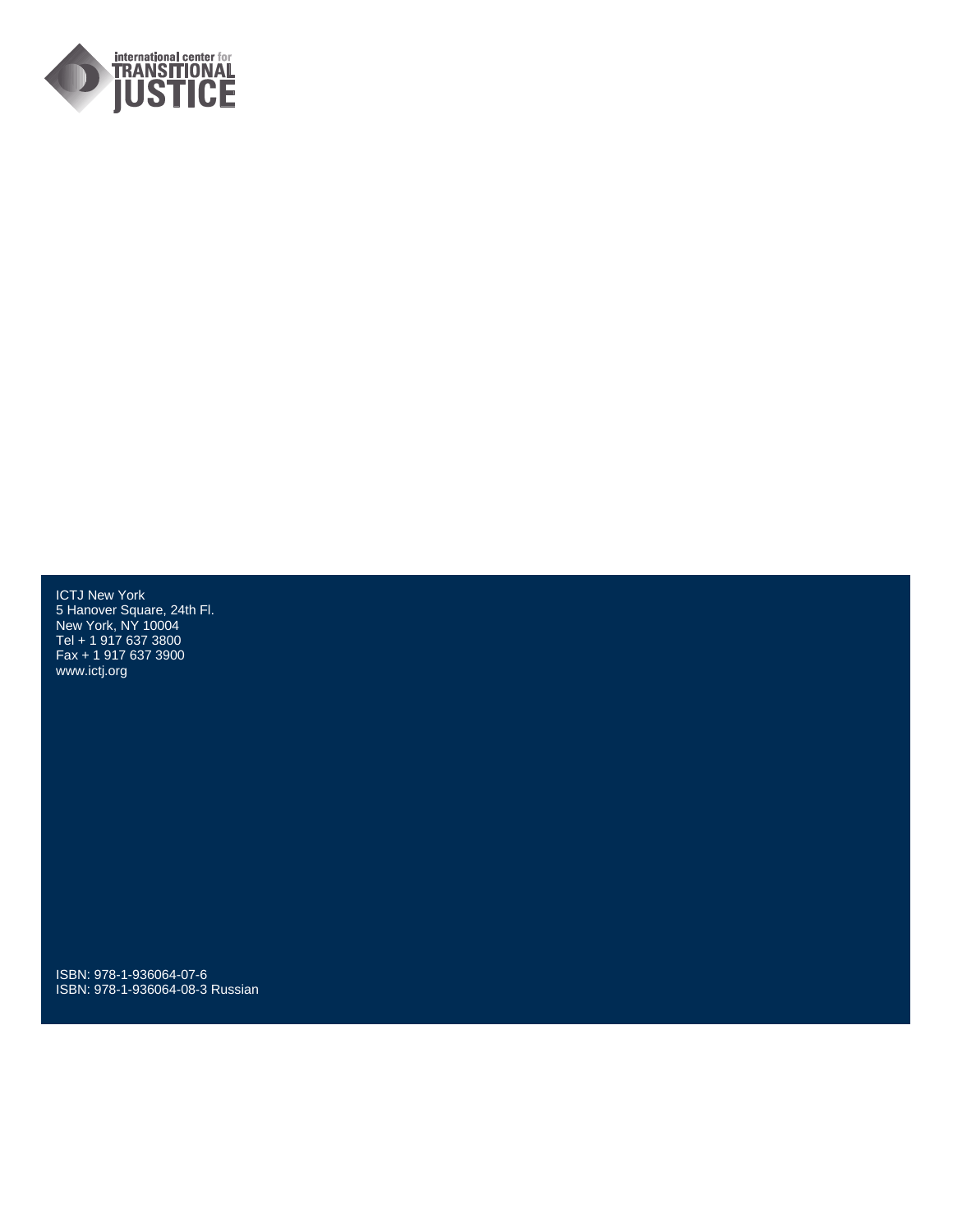international center for
TRANSITIONAL
JUSTICE

ICTJ New York
5 Hanover Square, 24th Fl.
New York, NY 10004
Tel + 1 917 637 3800
Fax + 1 917 637 3900
www.ictj.org

ISBN: 978-1-936064-07-6
ISBN: 978-1-936064-08-3 Russian